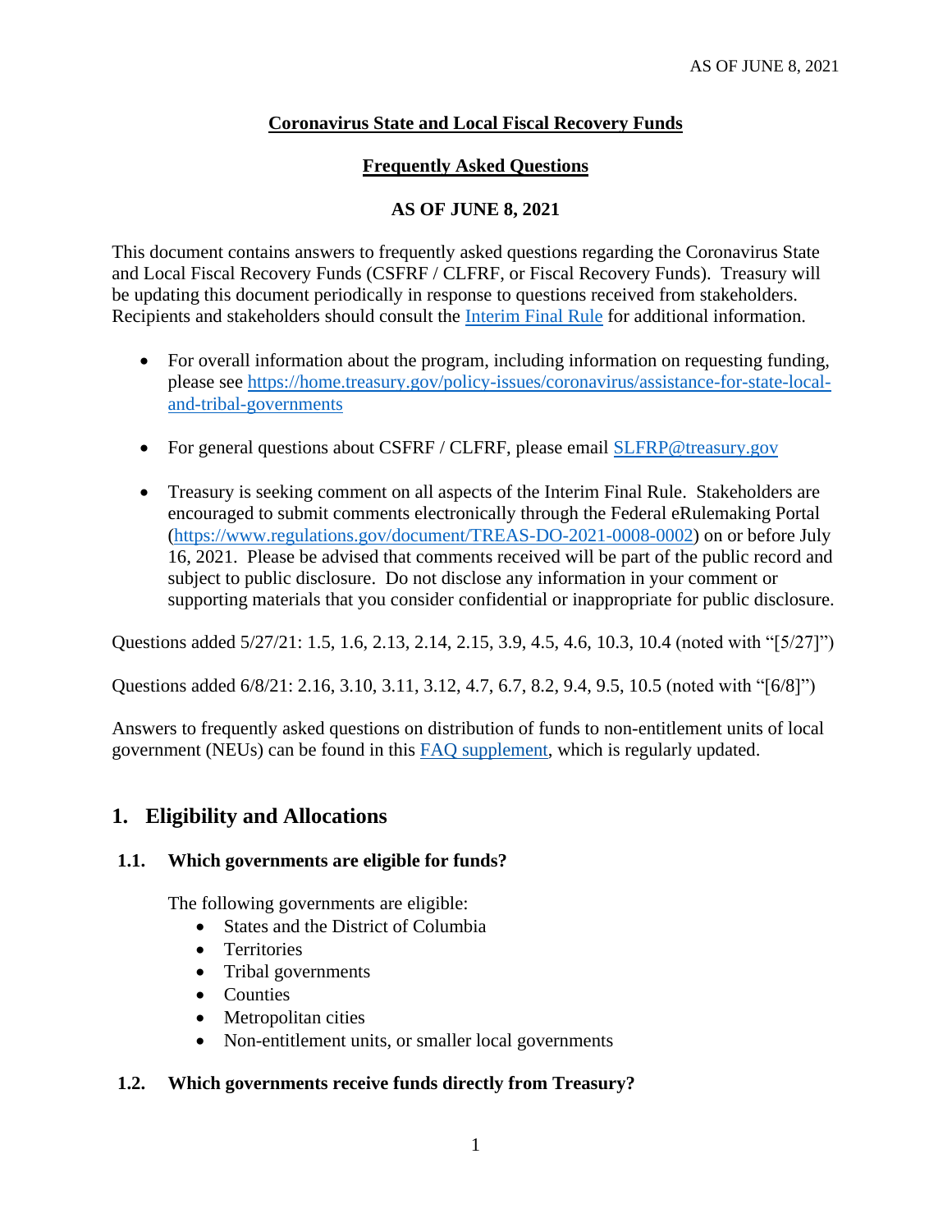**Coronavirus State and Local Fiscal Recovery Funds**

**Frequently Asked Questions**

**AS OF JUNE 8, 2021**

This document contains answers to frequently asked questions regarding the Coronavirus State and Local Fiscal Recovery Funds (CSFRF / CLFRF, or Fiscal Recovery Funds). Treasury will be updating this document periodically in response to questions received from stakeholders. Recipients and stakeholders should consult the [Interim Final Rule](Interim Final Rule) for additional information.

- For overall information about the program, including information on requesting funding, please see https://home.treasury.gov/policy-issues/coronavirus/assistance-for-state-local-and-tribal-governments
- For general questions about CSFRF / CLFRF, please email SLFRP@treasury.gov
- Treasury is seeking comment on all aspects of the Interim Final Rule. Stakeholders are encouraged to submit comments electronically through the Federal eRulemaking Portal (https://www.regulations.gov/document/TREAS-DO-2021-0008-0002) on or before July 16, 2021. Please be advised that comments received will be part of the public record and subject to public disclosure. Do not disclose any information in your comment or supporting materials that you consider confidential or inappropriate for public disclosure.

Questions added 5/27/21: 1.5, 1.6, 2.13, 2.14, 2.15, 3.9, 4.5, 4.6, 10.3, 10.4 (noted with "[5/27]")

Questions added 6/8/21: 2.16, 3.10, 3.11, 3.12, 4.7, 6.7, 8.2, 9.4, 9.5, 10.5 (noted with "[6/8]")

Answers to frequently asked questions on distribution of funds to non-entitlement units of local government (NEUs) can be found in this FAQ supplement, which is regularly updated.

## 1. Eligibility and Allocations

### 1.1. Which governments are eligible for funds?

The following governments are eligible:

- States and the District of Columbia
- Territories
- Tribal governments
- Counties
- Metropolitan cities
- Non-entitlement units, or smaller local governments

### 1.2. Which governments receive funds directly from Treasury?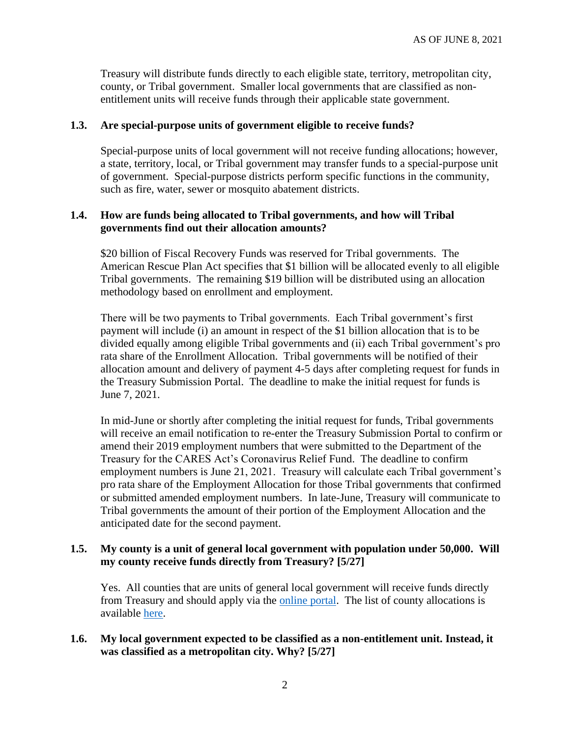Treasury will distribute funds directly to each eligible state, territory, metropolitan city, county, or Tribal government. Smaller local governments that are classified as non-entitlement units will receive funds through their applicable state government.

### 1.3. Are special-purpose units of government eligible to receive funds?

Special-purpose units of local government will not receive funding allocations; however, a state, territory, local, or Tribal government may transfer funds to a special-purpose unit of government. Special-purpose districts perform specific functions in the community, such as fire, water, sewer or mosquito abatement districts.

### 1.4. How are funds being allocated to Tribal governments, and how will Tribal governments find out their allocation amounts?

$20 billion of Fiscal Recovery Funds was reserved for Tribal governments. The American Rescue Plan Act specifies that $1 billion will be allocated evenly to all eligible Tribal governments. The remaining $19 billion will be distributed using an allocation methodology based on enrollment and employment.

There will be two payments to Tribal governments. Each Tribal government's first payment will include (i) an amount in respect of the $1 billion allocation that is to be divided equally among eligible Tribal governments and (ii) each Tribal government's pro rata share of the Enrollment Allocation. Tribal governments will be notified of their allocation amount and delivery of payment 4-5 days after completing request for funds in the Treasury Submission Portal. The deadline to make the initial request for funds is June 7, 2021.

In mid-June or shortly after completing the initial request for funds, Tribal governments will receive an email notification to re-enter the Treasury Submission Portal to confirm or amend their 2019 employment numbers that were submitted to the Department of the Treasury for the CARES Act's Coronavirus Relief Fund. The deadline to confirm employment numbers is June 21, 2021. Treasury will calculate each Tribal government's pro rata share of the Employment Allocation for those Tribal governments that confirmed or submitted amended employment numbers. In late-June, Treasury will communicate to Tribal governments the amount of their portion of the Employment Allocation and the anticipated date for the second payment.

### 1.5. My county is a unit of general local government with population under 50,000. Will my county receive funds directly from Treasury? [5/27]

Yes. All counties that are units of general local government will receive funds directly from Treasury and should apply via the online portal. The list of county allocations is available here.

### 1.6. My local government expected to be classified as a non-entitlement unit. Instead, it was classified as a metropolitan city. Why? [5/27]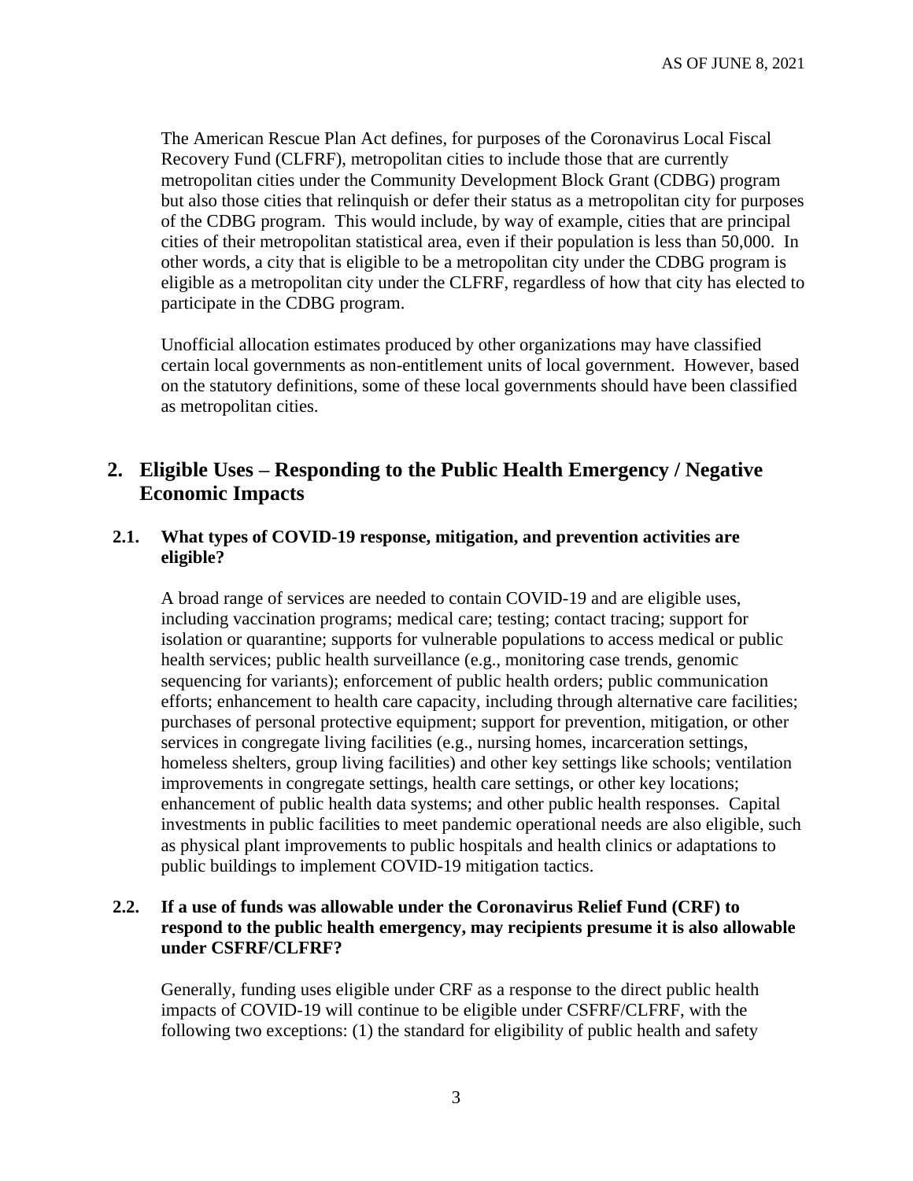The American Rescue Plan Act defines, for purposes of the Coronavirus Local Fiscal Recovery Fund (CLFRF), metropolitan cities to include those that are currently metropolitan cities under the Community Development Block Grant (CDBG) program but also those cities that relinquish or defer their status as a metropolitan city for purposes of the CDBG program. This would include, by way of example, cities that are principal cities of their metropolitan statistical area, even if their population is less than 50,000. In other words, a city that is eligible to be a metropolitan city under the CDBG program is eligible as a metropolitan city under the CLFRF, regardless of how that city has elected to participate in the CDBG program.

Unofficial allocation estimates produced by other organizations may have classified certain local governments as non-entitlement units of local government. However, based on the statutory definitions, some of these local governments should have been classified as metropolitan cities.

## 2. Eligible Uses – Responding to the Public Health Emergency / Negative Economic Impacts

### 2.1. What types of COVID-19 response, mitigation, and prevention activities are eligible?

A broad range of services are needed to contain COVID-19 and are eligible uses, including vaccination programs; medical care; testing; contact tracing; support for isolation or quarantine; supports for vulnerable populations to access medical or public health services; public health surveillance (e.g., monitoring case trends, genomic sequencing for variants); enforcement of public health orders; public communication efforts; enhancement to health care capacity, including through alternative care facilities; purchases of personal protective equipment; support for prevention, mitigation, or other services in congregate living facilities (e.g., nursing homes, incarceration settings, homeless shelters, group living facilities) and other key settings like schools; ventilation improvements in congregate settings, health care settings, or other key locations; enhancement of public health data systems; and other public health responses. Capital investments in public facilities to meet pandemic operational needs are also eligible, such as physical plant improvements to public hospitals and health clinics or adaptations to public buildings to implement COVID-19 mitigation tactics.

### 2.2. If a use of funds was allowable under the Coronavirus Relief Fund (CRF) to respond to the public health emergency, may recipients presume it is also allowable under CSFRF/CLFRF?

Generally, funding uses eligible under CRF as a response to the direct public health impacts of COVID-19 will continue to be eligible under CSFRF/CLFRF, with the following two exceptions: (1) the standard for eligibility of public health and safety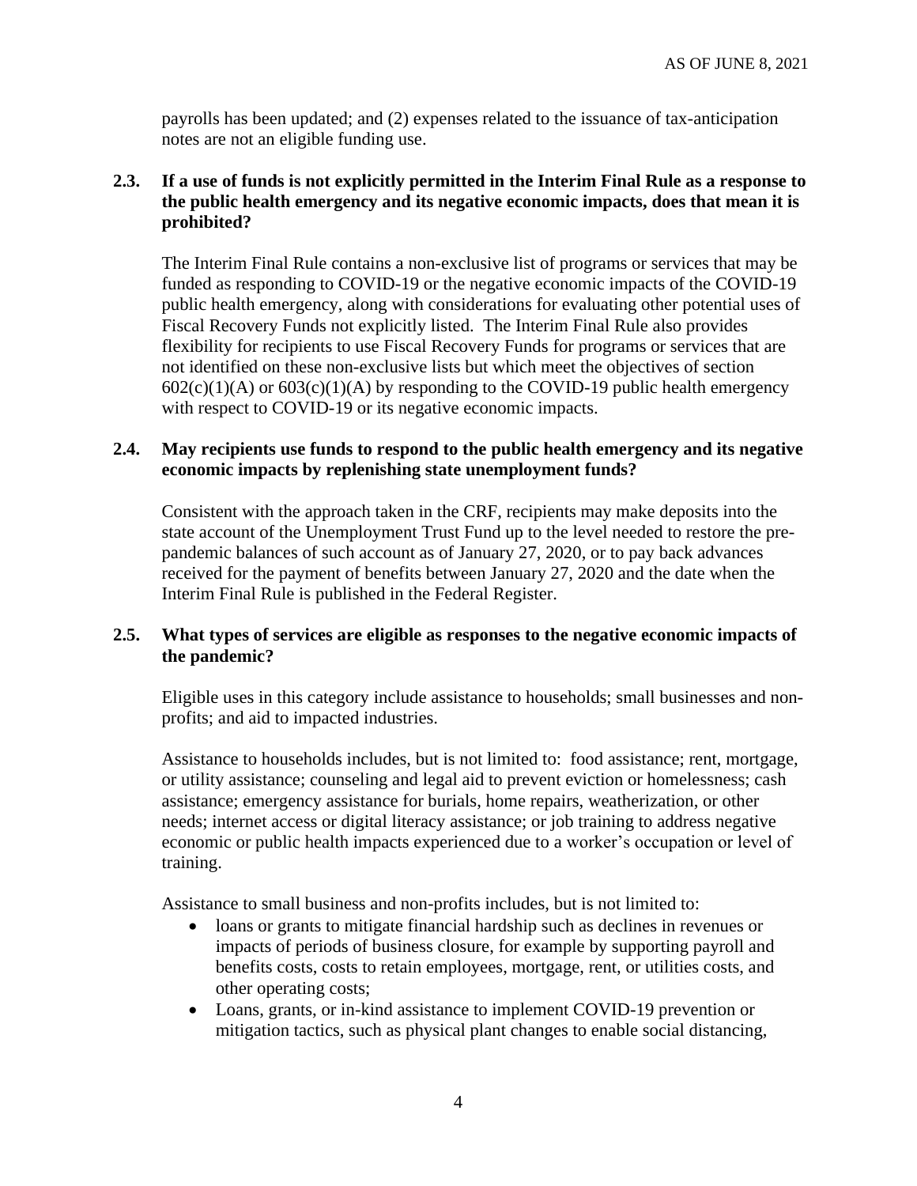payrolls has been updated; and (2) expenses related to the issuance of tax-anticipation notes are not an eligible funding use.

### 2.3. If a use of funds is not explicitly permitted in the Interim Final Rule as a response to the public health emergency and its negative economic impacts, does that mean it is prohibited?

The Interim Final Rule contains a non-exclusive list of programs or services that may be funded as responding to COVID-19 or the negative economic impacts of the COVID-19 public health emergency, along with considerations for evaluating other potential uses of Fiscal Recovery Funds not explicitly listed. The Interim Final Rule also provides flexibility for recipients to use Fiscal Recovery Funds for programs or services that are not identified on these non-exclusive lists but which meet the objectives of section 602(c)(1)(A) or 603(c)(1)(A) by responding to the COVID-19 public health emergency with respect to COVID-19 or its negative economic impacts.

### 2.4. May recipients use funds to respond to the public health emergency and its negative economic impacts by replenishing state unemployment funds?

Consistent with the approach taken in the CRF, recipients may make deposits into the state account of the Unemployment Trust Fund up to the level needed to restore the pre-pandemic balances of such account as of January 27, 2020, or to pay back advances received for the payment of benefits between January 27, 2020 and the date when the Interim Final Rule is published in the Federal Register.

### 2.5. What types of services are eligible as responses to the negative economic impacts of the pandemic?

Eligible uses in this category include assistance to households; small businesses and non-profits; and aid to impacted industries.

Assistance to households includes, but is not limited to: food assistance; rent, mortgage, or utility assistance; counseling and legal aid to prevent eviction or homelessness; cash assistance; emergency assistance for burials, home repairs, weatherization, or other needs; internet access or digital literacy assistance; or job training to address negative economic or public health impacts experienced due to a worker's occupation or level of training.

Assistance to small business and non-profits includes, but is not limited to:

- loans or grants to mitigate financial hardship such as declines in revenues or impacts of periods of business closure, for example by supporting payroll and benefits costs, costs to retain employees, mortgage, rent, or utilities costs, and other operating costs;
- Loans, grants, or in-kind assistance to implement COVID-19 prevention or mitigation tactics, such as physical plant changes to enable social distancing,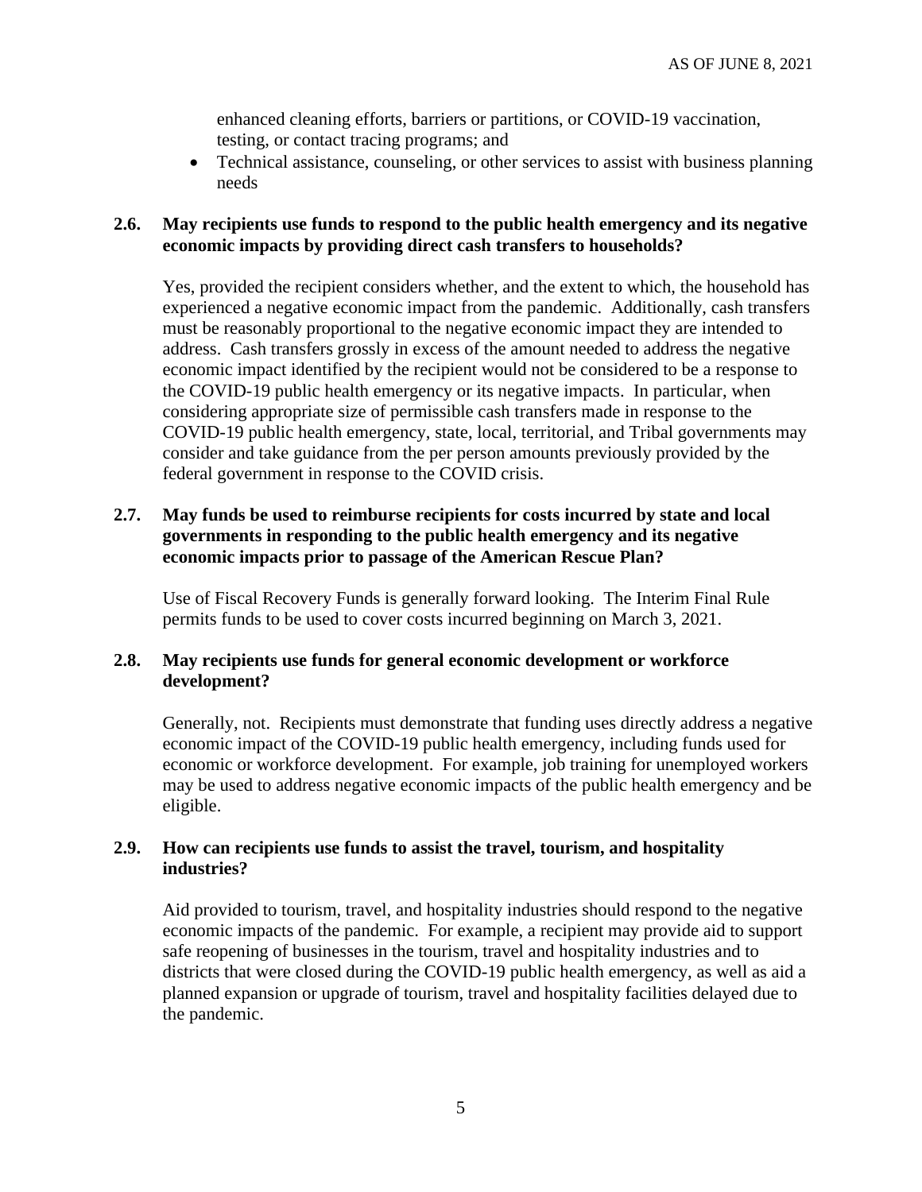enhanced cleaning efforts, barriers or partitions, or COVID-19 vaccination, testing, or contact tracing programs; and

- Technical assistance, counseling, or other services to assist with business planning needs

### 2.6. May recipients use funds to respond to the public health emergency and its negative economic impacts by providing direct cash transfers to households?

Yes, provided the recipient considers whether, and the extent to which, the household has experienced a negative economic impact from the pandemic. Additionally, cash transfers must be reasonably proportional to the negative economic impact they are intended to address. Cash transfers grossly in excess of the amount needed to address the negative economic impact identified by the recipient would not be considered to be a response to the COVID-19 public health emergency or its negative impacts. In particular, when considering appropriate size of permissible cash transfers made in response to the COVID-19 public health emergency, state, local, territorial, and Tribal governments may consider and take guidance from the per person amounts previously provided by the federal government in response to the COVID crisis.

### 2.7. May funds be used to reimburse recipients for costs incurred by state and local governments in responding to the public health emergency and its negative economic impacts prior to passage of the American Rescue Plan?

Use of Fiscal Recovery Funds is generally forward looking. The Interim Final Rule permits funds to be used to cover costs incurred beginning on March 3, 2021.

### 2.8. May recipients use funds for general economic development or workforce development?

Generally, not. Recipients must demonstrate that funding uses directly address a negative economic impact of the COVID-19 public health emergency, including funds used for economic or workforce development. For example, job training for unemployed workers may be used to address negative economic impacts of the public health emergency and be eligible.

### 2.9. How can recipients use funds to assist the travel, tourism, and hospitality industries?

Aid provided to tourism, travel, and hospitality industries should respond to the negative economic impacts of the pandemic. For example, a recipient may provide aid to support safe reopening of businesses in the tourism, travel and hospitality industries and to districts that were closed during the COVID-19 public health emergency, as well as aid a planned expansion or upgrade of tourism, travel and hospitality facilities delayed due to the pandemic.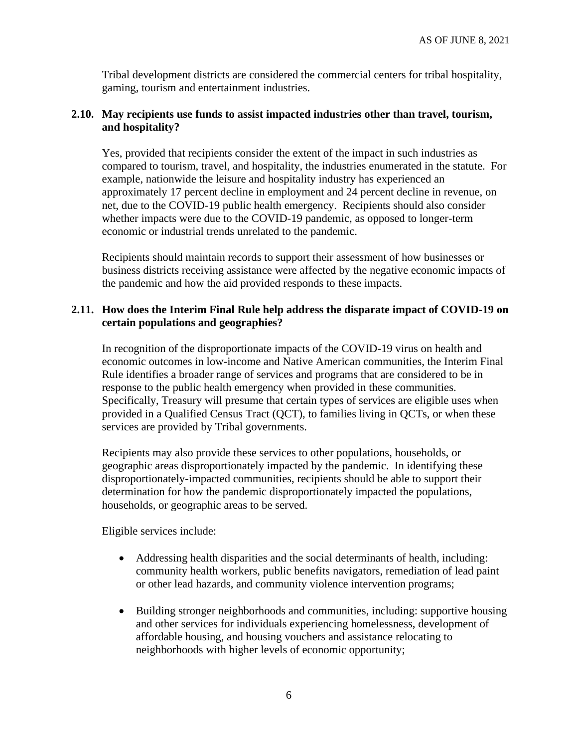Tribal development districts are considered the commercial centers for tribal hospitality, gaming, tourism and entertainment industries.

### 2.10. May recipients use funds to assist impacted industries other than travel, tourism, and hospitality?

Yes, provided that recipients consider the extent of the impact in such industries as compared to tourism, travel, and hospitality, the industries enumerated in the statute. For example, nationwide the leisure and hospitality industry has experienced an approximately 17 percent decline in employment and 24 percent decline in revenue, on net, due to the COVID-19 public health emergency. Recipients should also consider whether impacts were due to the COVID-19 pandemic, as opposed to longer-term economic or industrial trends unrelated to the pandemic.

Recipients should maintain records to support their assessment of how businesses or business districts receiving assistance were affected by the negative economic impacts of the pandemic and how the aid provided responds to these impacts.

### 2.11. How does the Interim Final Rule help address the disparate impact of COVID-19 on certain populations and geographies?

In recognition of the disproportionate impacts of the COVID-19 virus on health and economic outcomes in low-income and Native American communities, the Interim Final Rule identifies a broader range of services and programs that are considered to be in response to the public health emergency when provided in these communities. Specifically, Treasury will presume that certain types of services are eligible uses when provided in a Qualified Census Tract (QCT), to families living in QCTs, or when these services are provided by Tribal governments.

Recipients may also provide these services to other populations, households, or geographic areas disproportionately impacted by the pandemic. In identifying these disproportionately-impacted communities, recipients should be able to support their determination for how the pandemic disproportionately impacted the populations, households, or geographic areas to be served.

Eligible services include:

- Addressing health disparities and the social determinants of health, including: community health workers, public benefits navigators, remediation of lead paint or other lead hazards, and community violence intervention programs;
- Building stronger neighborhoods and communities, including: supportive housing and other services for individuals experiencing homelessness, development of affordable housing, and housing vouchers and assistance relocating to neighborhoods with higher levels of economic opportunity;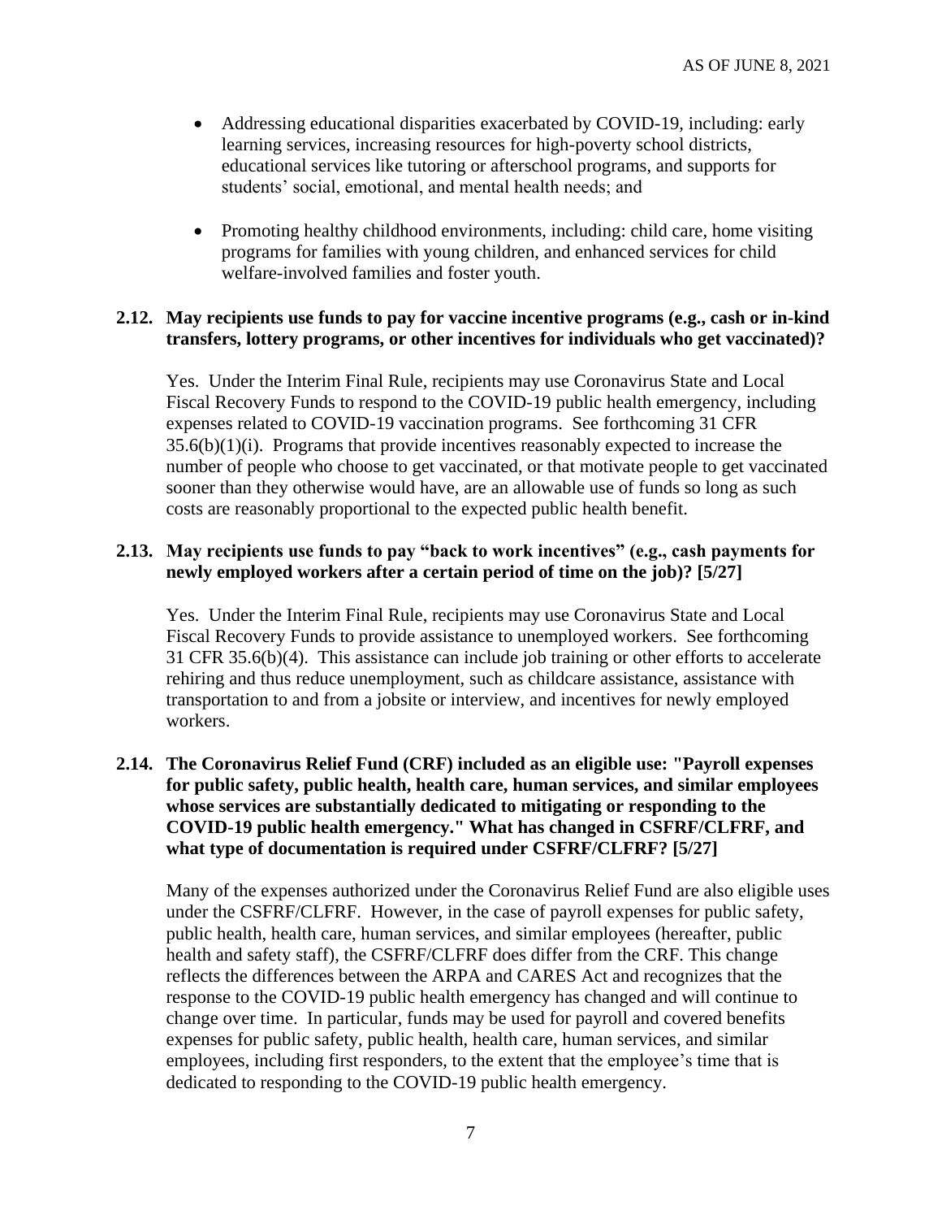- Addressing educational disparities exacerbated by COVID-19, including: early learning services, increasing resources for high-poverty school districts, educational services like tutoring or afterschool programs, and supports for students' social, emotional, and mental health needs; and

- Promoting healthy childhood environments, including: child care, home visiting programs for families with young children, and enhanced services for child welfare-involved families and foster youth.

### 2.12. May recipients use funds to pay for vaccine incentive programs (e.g., cash or in-kind transfers, lottery programs, or other incentives for individuals who get vaccinated)?

Yes. Under the Interim Final Rule, recipients may use Coronavirus State and Local Fiscal Recovery Funds to respond to the COVID-19 public health emergency, including expenses related to COVID-19 vaccination programs. See forthcoming 31 CFR 35.6(b)(1)(i). Programs that provide incentives reasonably expected to increase the number of people who choose to get vaccinated, or that motivate people to get vaccinated sooner than they otherwise would have, are an allowable use of funds so long as such costs are reasonably proportional to the expected public health benefit.

### 2.13. May recipients use funds to pay "back to work incentives" (e.g., cash payments for newly employed workers after a certain period of time on the job)? [5/27]

Yes. Under the Interim Final Rule, recipients may use Coronavirus State and Local Fiscal Recovery Funds to provide assistance to unemployed workers. See forthcoming 31 CFR 35.6(b)(4). This assistance can include job training or other efforts to accelerate rehiring and thus reduce unemployment, such as childcare assistance, assistance with transportation to and from a jobsite or interview, and incentives for newly employed workers.

### 2.14. The Coronavirus Relief Fund (CRF) included as an eligible use: "Payroll expenses for public safety, public health, health care, human services, and similar employees whose services are substantially dedicated to mitigating or responding to the COVID-19 public health emergency." What has changed in CSFRF/CLFRF, and what type of documentation is required under CSFRF/CLFRF? [5/27]

Many of the expenses authorized under the Coronavirus Relief Fund are also eligible uses under the CSFRF/CLFRF. However, in the case of payroll expenses for public safety, public health, health care, human services, and similar employees (hereafter, public health and safety staff), the CSFRF/CLFRF does differ from the CRF. This change reflects the differences between the ARPA and CARES Act and recognizes that the response to the COVID-19 public health emergency has changed and will continue to change over time. In particular, funds may be used for payroll and covered benefits expenses for public safety, public health, health care, human services, and similar employees, including first responders, to the extent that the employee's time that is dedicated to responding to the COVID-19 public health emergency.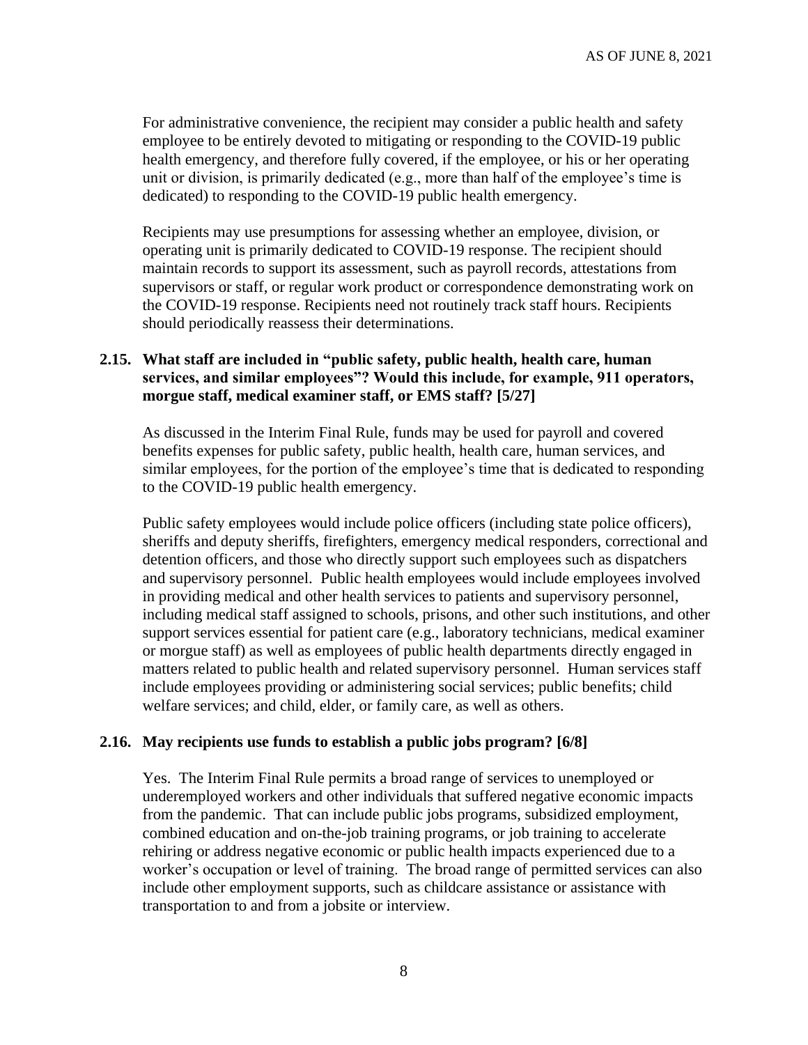For administrative convenience, the recipient may consider a public health and safety employee to be entirely devoted to mitigating or responding to the COVID-19 public health emergency, and therefore fully covered, if the employee, or his or her operating unit or division, is primarily dedicated (e.g., more than half of the employee's time is dedicated) to responding to the COVID-19 public health emergency.

Recipients may use presumptions for assessing whether an employee, division, or operating unit is primarily dedicated to COVID-19 response. The recipient should maintain records to support its assessment, such as payroll records, attestations from supervisors or staff, or regular work product or correspondence demonstrating work on the COVID-19 response. Recipients need not routinely track staff hours. Recipients should periodically reassess their determinations.

### 2.15. What staff are included in "public safety, public health, health care, human services, and similar employees"? Would this include, for example, 911 operators, morgue staff, medical examiner staff, or EMS staff? [5/27]

As discussed in the Interim Final Rule, funds may be used for payroll and covered benefits expenses for public safety, public health, health care, human services, and similar employees, for the portion of the employee's time that is dedicated to responding to the COVID-19 public health emergency.

Public safety employees would include police officers (including state police officers), sheriffs and deputy sheriffs, firefighters, emergency medical responders, correctional and detention officers, and those who directly support such employees such as dispatchers and supervisory personnel. Public health employees would include employees involved in providing medical and other health services to patients and supervisory personnel, including medical staff assigned to schools, prisons, and other such institutions, and other support services essential for patient care (e.g., laboratory technicians, medical examiner or morgue staff) as well as employees of public health departments directly engaged in matters related to public health and related supervisory personnel. Human services staff include employees providing or administering social services; public benefits; child welfare services; and child, elder, or family care, as well as others.

### 2.16. May recipients use funds to establish a public jobs program? [6/8]

Yes. The Interim Final Rule permits a broad range of services to unemployed or underemployed workers and other individuals that suffered negative economic impacts from the pandemic. That can include public jobs programs, subsidized employment, combined education and on-the-job training programs, or job training to accelerate rehiring or address negative economic or public health impacts experienced due to a worker's occupation or level of training. The broad range of permitted services can also include other employment supports, such as childcare assistance or assistance with transportation to and from a jobsite or interview.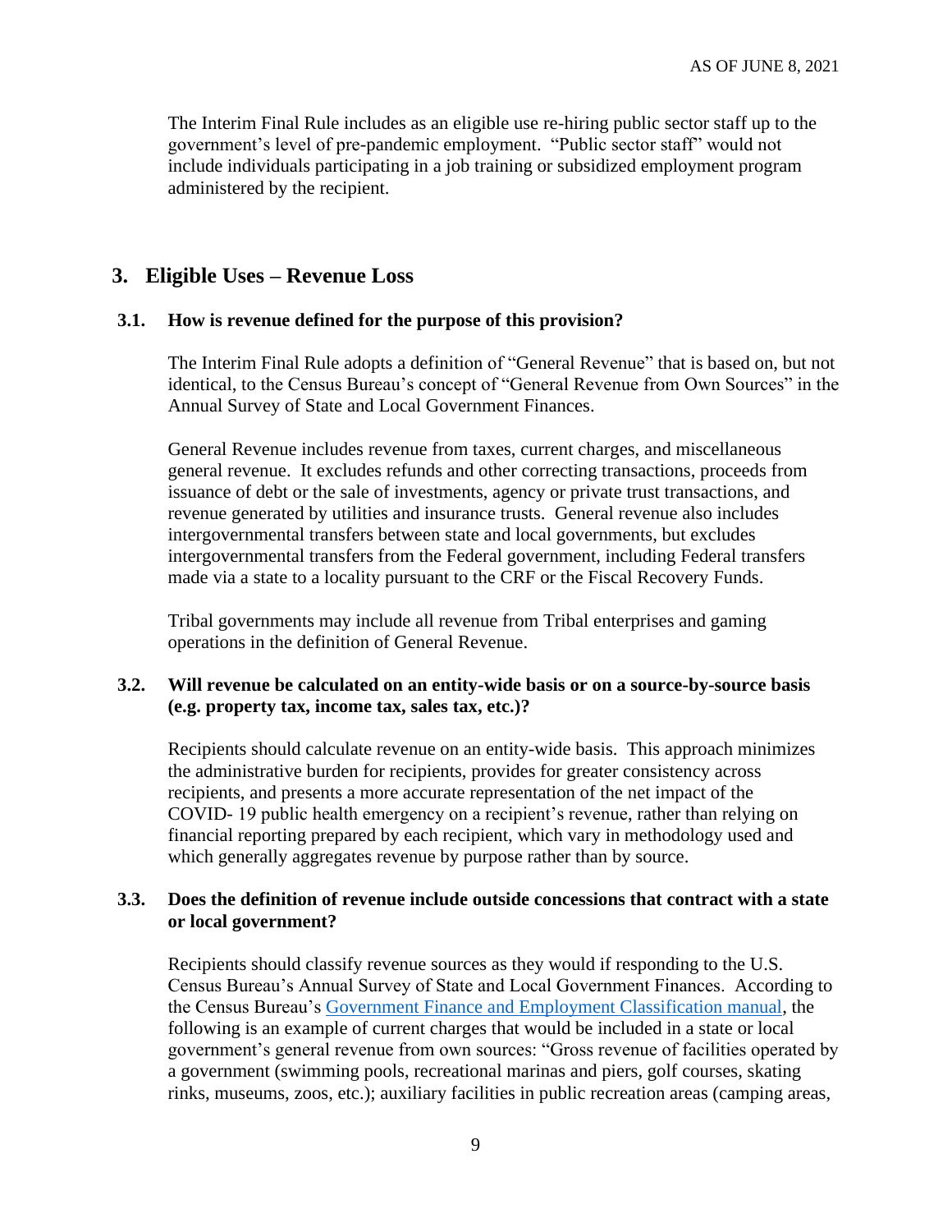The Interim Final Rule includes as an eligible use re-hiring public sector staff up to the government's level of pre-pandemic employment. "Public sector staff" would not include individuals participating in a job training or subsidized employment program administered by the recipient.

## 3. Eligible Uses – Revenue Loss

### 3.1. How is revenue defined for the purpose of this provision?

The Interim Final Rule adopts a definition of "General Revenue" that is based on, but not identical, to the Census Bureau's concept of "General Revenue from Own Sources" in the Annual Survey of State and Local Government Finances.

General Revenue includes revenue from taxes, current charges, and miscellaneous general revenue. It excludes refunds and other correcting transactions, proceeds from issuance of debt or the sale of investments, agency or private trust transactions, and revenue generated by utilities and insurance trusts. General revenue also includes intergovernmental transfers between state and local governments, but excludes intergovernmental transfers from the Federal government, including Federal transfers made via a state to a locality pursuant to the CRF or the Fiscal Recovery Funds.

Tribal governments may include all revenue from Tribal enterprises and gaming operations in the definition of General Revenue.

### 3.2. Will revenue be calculated on an entity-wide basis or on a source-by-source basis (e.g. property tax, income tax, sales tax, etc.)?

Recipients should calculate revenue on an entity-wide basis. This approach minimizes the administrative burden for recipients, provides for greater consistency across recipients, and presents a more accurate representation of the net impact of the COVID- 19 public health emergency on a recipient's revenue, rather than relying on financial reporting prepared by each recipient, which vary in methodology used and which generally aggregates revenue by purpose rather than by source.

### 3.3. Does the definition of revenue include outside concessions that contract with a state or local government?

Recipients should classify revenue sources as they would if responding to the U.S. Census Bureau's Annual Survey of State and Local Government Finances. According to the Census Bureau's Government Finance and Employment Classification manual, the following is an example of current charges that would be included in a state or local government's general revenue from own sources: "Gross revenue of facilities operated by a government (swimming pools, recreational marinas and piers, golf courses, skating rinks, museums, zoos, etc.); auxiliary facilities in public recreation areas (camping areas,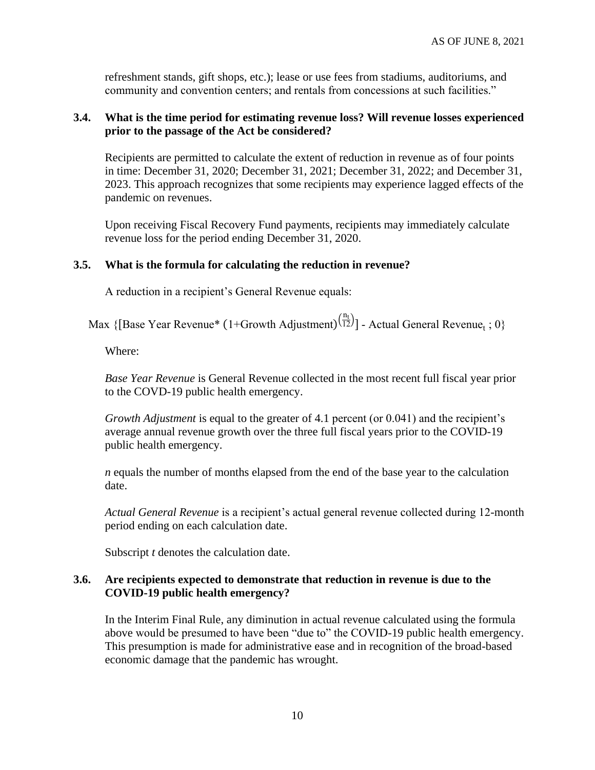refreshment stands, gift shops, etc.); lease or use fees from stadiums, auditoriums, and community and convention centers; and rentals from concessions at such facilities."

### 3.4. What is the time period for estimating revenue loss? Will revenue losses experienced prior to the passage of the Act be considered?

Recipients are permitted to calculate the extent of reduction in revenue as of four points in time: December 31, 2020; December 31, 2021; December 31, 2022; and December 31, 2023. This approach recognizes that some recipients may experience lagged effects of the pandemic on revenues.

Upon receiving Fiscal Recovery Fund payments, recipients may immediately calculate revenue loss for the period ending December 31, 2020.

### 3.5. What is the formula for calculating the reduction in revenue?

A reduction in a recipient's General Revenue equals:

$$\text{Max}\ \{[\text{Base Year Revenue}* (1+\text{Growth Adjustment})^{\left(\frac{n_t}{12}\right)}] - \text{Actual General Revenue}_t\ ; 0\}$$

Where:

*Base Year Revenue* is General Revenue collected in the most recent full fiscal year prior to the COVD-19 public health emergency.

*Growth Adjustment* is equal to the greater of 4.1 percent (or 0.041) and the recipient's average annual revenue growth over the three full fiscal years prior to the COVID-19 public health emergency.

*n* equals the number of months elapsed from the end of the base year to the calculation date.

*Actual General Revenue* is a recipient's actual general revenue collected during 12-month period ending on each calculation date.

Subscript *t* denotes the calculation date.

### 3.6. Are recipients expected to demonstrate that reduction in revenue is due to the COVID-19 public health emergency?

In the Interim Final Rule, any diminution in actual revenue calculated using the formula above would be presumed to have been "due to" the COVID-19 public health emergency. This presumption is made for administrative ease and in recognition of the broad-based economic damage that the pandemic has wrought.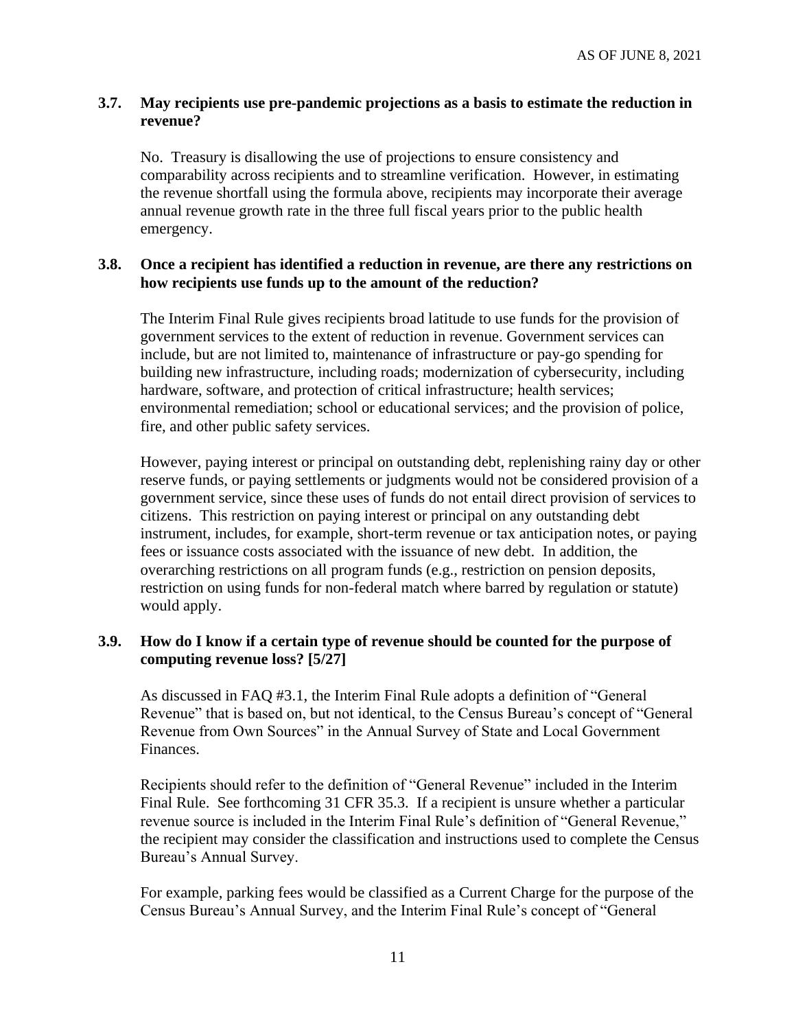### 3.7. May recipients use pre-pandemic projections as a basis to estimate the reduction in revenue?

No. Treasury is disallowing the use of projections to ensure consistency and comparability across recipients and to streamline verification. However, in estimating the revenue shortfall using the formula above, recipients may incorporate their average annual revenue growth rate in the three full fiscal years prior to the public health emergency.

### 3.8. Once a recipient has identified a reduction in revenue, are there any restrictions on how recipients use funds up to the amount of the reduction?

The Interim Final Rule gives recipients broad latitude to use funds for the provision of government services to the extent of reduction in revenue. Government services can include, but are not limited to, maintenance of infrastructure or pay-go spending for building new infrastructure, including roads; modernization of cybersecurity, including hardware, software, and protection of critical infrastructure; health services; environmental remediation; school or educational services; and the provision of police, fire, and other public safety services.

However, paying interest or principal on outstanding debt, replenishing rainy day or other reserve funds, or paying settlements or judgments would not be considered provision of a government service, since these uses of funds do not entail direct provision of services to citizens. This restriction on paying interest or principal on any outstanding debt instrument, includes, for example, short-term revenue or tax anticipation notes, or paying fees or issuance costs associated with the issuance of new debt. In addition, the overarching restrictions on all program funds (e.g., restriction on pension deposits, restriction on using funds for non-federal match where barred by regulation or statute) would apply.

### 3.9. How do I know if a certain type of revenue should be counted for the purpose of computing revenue loss? [5/27]

As discussed in FAQ #3.1, the Interim Final Rule adopts a definition of "General Revenue" that is based on, but not identical, to the Census Bureau's concept of "General Revenue from Own Sources" in the Annual Survey of State and Local Government Finances.

Recipients should refer to the definition of "General Revenue" included in the Interim Final Rule. See forthcoming 31 CFR 35.3. If a recipient is unsure whether a particular revenue source is included in the Interim Final Rule's definition of "General Revenue," the recipient may consider the classification and instructions used to complete the Census Bureau's Annual Survey.

For example, parking fees would be classified as a Current Charge for the purpose of the Census Bureau's Annual Survey, and the Interim Final Rule's concept of "General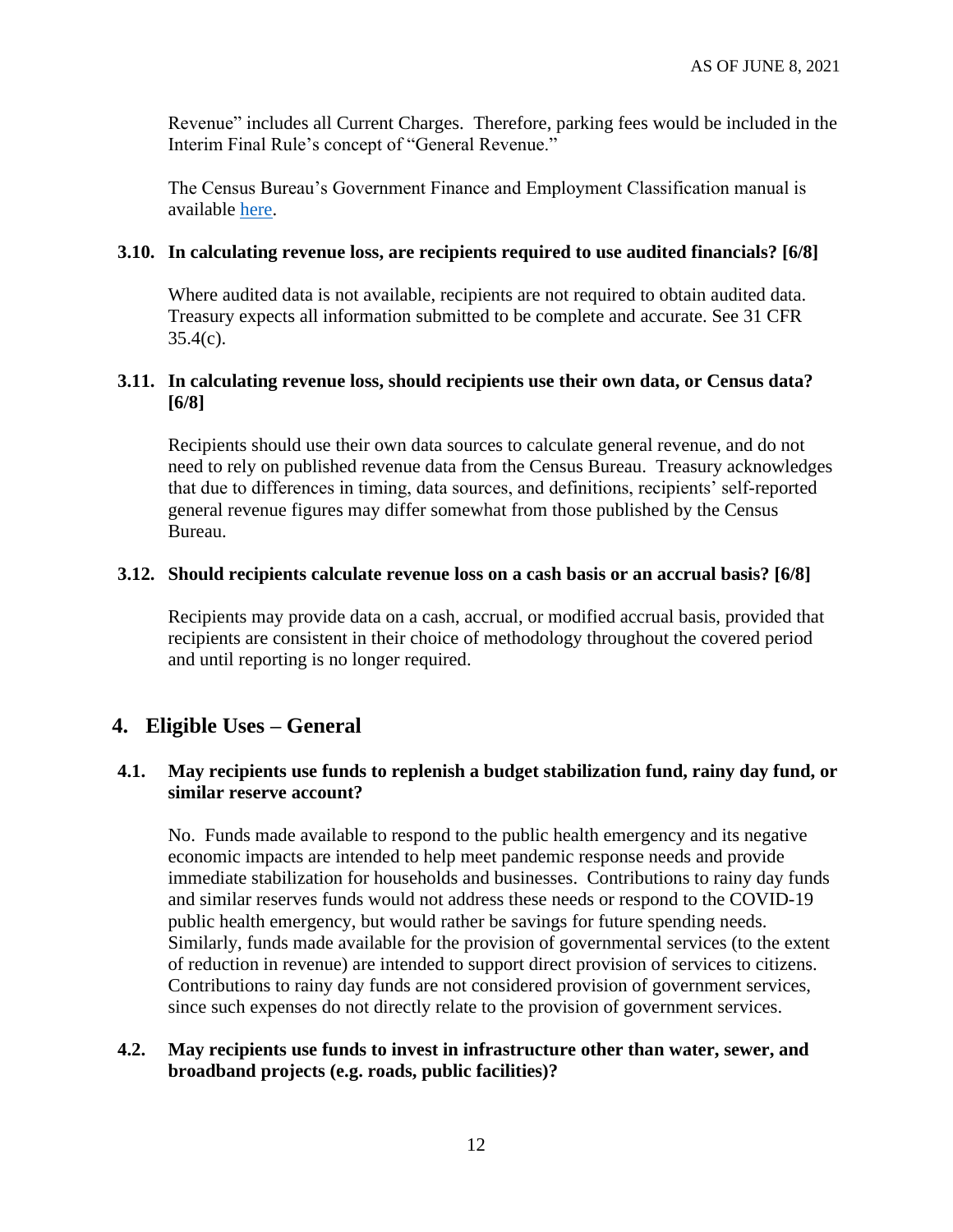Revenue" includes all Current Charges. Therefore, parking fees would be included in the Interim Final Rule's concept of "General Revenue."

The Census Bureau's Government Finance and Employment Classification manual is available here.

**3.10. In calculating revenue loss, are recipients required to use audited financials? [6/8]**

Where audited data is not available, recipients are not required to obtain audited data. Treasury expects all information submitted to be complete and accurate. See 31 CFR 35.4(c).

**3.11. In calculating revenue loss, should recipients use their own data, or Census data? [6/8]**

Recipients should use their own data sources to calculate general revenue, and do not need to rely on published revenue data from the Census Bureau. Treasury acknowledges that due to differences in timing, data sources, and definitions, recipients' self-reported general revenue figures may differ somewhat from those published by the Census Bureau.

**3.12. Should recipients calculate revenue loss on a cash basis or an accrual basis? [6/8]**

Recipients may provide data on a cash, accrual, or modified accrual basis, provided that recipients are consistent in their choice of methodology throughout the covered period and until reporting is no longer required.

## 4. Eligible Uses – General

**4.1. May recipients use funds to replenish a budget stabilization fund, rainy day fund, or similar reserve account?**

No. Funds made available to respond to the public health emergency and its negative economic impacts are intended to help meet pandemic response needs and provide immediate stabilization for households and businesses. Contributions to rainy day funds and similar reserves funds would not address these needs or respond to the COVID-19 public health emergency, but would rather be savings for future spending needs. Similarly, funds made available for the provision of governmental services (to the extent of reduction in revenue) are intended to support direct provision of services to citizens. Contributions to rainy day funds are not considered provision of government services, since such expenses do not directly relate to the provision of government services.

**4.2. May recipients use funds to invest in infrastructure other than water, sewer, and broadband projects (e.g. roads, public facilities)?**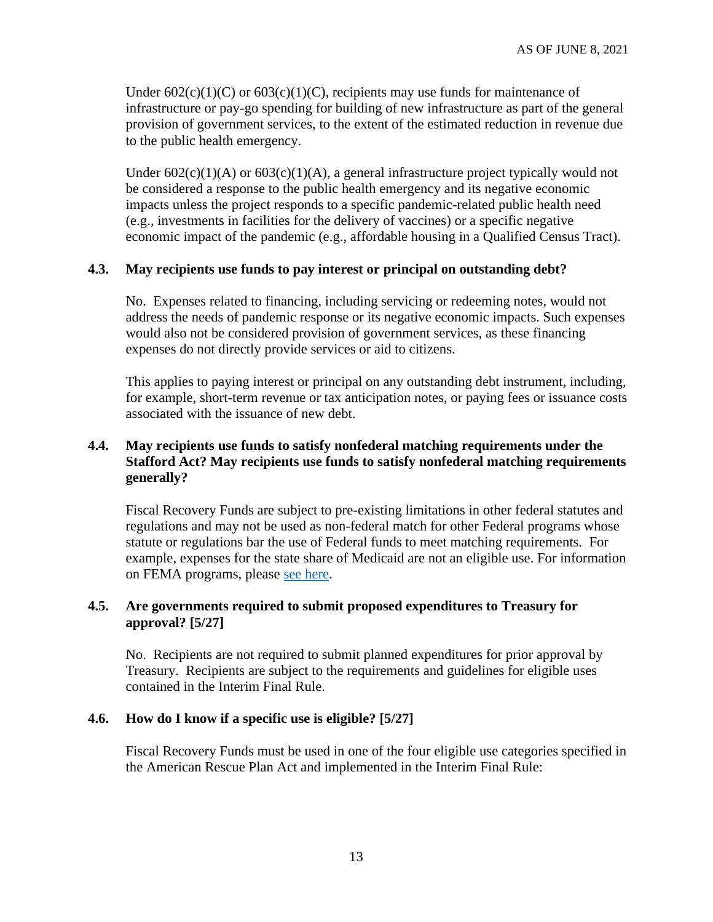Under 602(c)(1)(C) or 603(c)(1)(C), recipients may use funds for maintenance of infrastructure or pay-go spending for building of new infrastructure as part of the general provision of government services, to the extent of the estimated reduction in revenue due to the public health emergency.

Under 602(c)(1)(A) or 603(c)(1)(A), a general infrastructure project typically would not be considered a response to the public health emergency and its negative economic impacts unless the project responds to a specific pandemic-related public health need (e.g., investments in facilities for the delivery of vaccines) or a specific negative economic impact of the pandemic (e.g., affordable housing in a Qualified Census Tract).

### 4.3. May recipients use funds to pay interest or principal on outstanding debt?

No. Expenses related to financing, including servicing or redeeming notes, would not address the needs of pandemic response or its negative economic impacts. Such expenses would also not be considered provision of government services, as these financing expenses do not directly provide services or aid to citizens.

This applies to paying interest or principal on any outstanding debt instrument, including, for example, short-term revenue or tax anticipation notes, or paying fees or issuance costs associated with the issuance of new debt.

### 4.4. May recipients use funds to satisfy nonfederal matching requirements under the Stafford Act? May recipients use funds to satisfy nonfederal matching requirements generally?

Fiscal Recovery Funds are subject to pre-existing limitations in other federal statutes and regulations and may not be used as non-federal match for other Federal programs whose statute or regulations bar the use of Federal funds to meet matching requirements. For example, expenses for the state share of Medicaid are not an eligible use. For information on FEMA programs, please see here.

### 4.5. Are governments required to submit proposed expenditures to Treasury for approval? [5/27]

No. Recipients are not required to submit planned expenditures for prior approval by Treasury. Recipients are subject to the requirements and guidelines for eligible uses contained in the Interim Final Rule.

### 4.6. How do I know if a specific use is eligible? [5/27]

Fiscal Recovery Funds must be used in one of the four eligible use categories specified in the American Rescue Plan Act and implemented in the Interim Final Rule: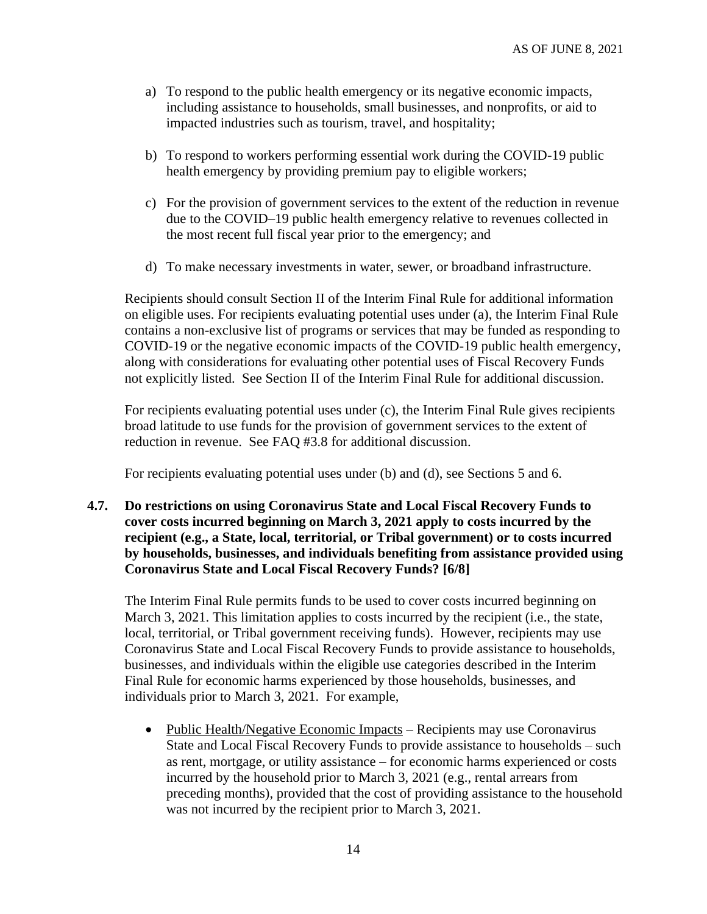a) To respond to the public health emergency or its negative economic impacts, including assistance to households, small businesses, and nonprofits, or aid to impacted industries such as tourism, travel, and hospitality;

b) To respond to workers performing essential work during the COVID-19 public health emergency by providing premium pay to eligible workers;

c) For the provision of government services to the extent of the reduction in revenue due to the COVID–19 public health emergency relative to revenues collected in the most recent full fiscal year prior to the emergency; and

d) To make necessary investments in water, sewer, or broadband infrastructure.

Recipients should consult Section II of the Interim Final Rule for additional information on eligible uses. For recipients evaluating potential uses under (a), the Interim Final Rule contains a non-exclusive list of programs or services that may be funded as responding to COVID-19 or the negative economic impacts of the COVID-19 public health emergency, along with considerations for evaluating other potential uses of Fiscal Recovery Funds not explicitly listed. See Section II of the Interim Final Rule for additional discussion.

For recipients evaluating potential uses under (c), the Interim Final Rule gives recipients broad latitude to use funds for the provision of government services to the extent of reduction in revenue. See FAQ #3.8 for additional discussion.

For recipients evaluating potential uses under (b) and (d), see Sections 5 and 6.

**4.7. Do restrictions on using Coronavirus State and Local Fiscal Recovery Funds to cover costs incurred beginning on March 3, 2021 apply to costs incurred by the recipient (e.g., a State, local, territorial, or Tribal government) or to costs incurred by households, businesses, and individuals benefiting from assistance provided using Coronavirus State and Local Fiscal Recovery Funds? [6/8]**

The Interim Final Rule permits funds to be used to cover costs incurred beginning on March 3, 2021. This limitation applies to costs incurred by the recipient (i.e., the state, local, territorial, or Tribal government receiving funds). However, recipients may use Coronavirus State and Local Fiscal Recovery Funds to provide assistance to households, businesses, and individuals within the eligible use categories described in the Interim Final Rule for economic harms experienced by those households, businesses, and individuals prior to March 3, 2021. For example,

- Public Health/Negative Economic Impacts – Recipients may use Coronavirus State and Local Fiscal Recovery Funds to provide assistance to households – such as rent, mortgage, or utility assistance – for economic harms experienced or costs incurred by the household prior to March 3, 2021 (e.g., rental arrears from preceding months), provided that the cost of providing assistance to the household was not incurred by the recipient prior to March 3, 2021.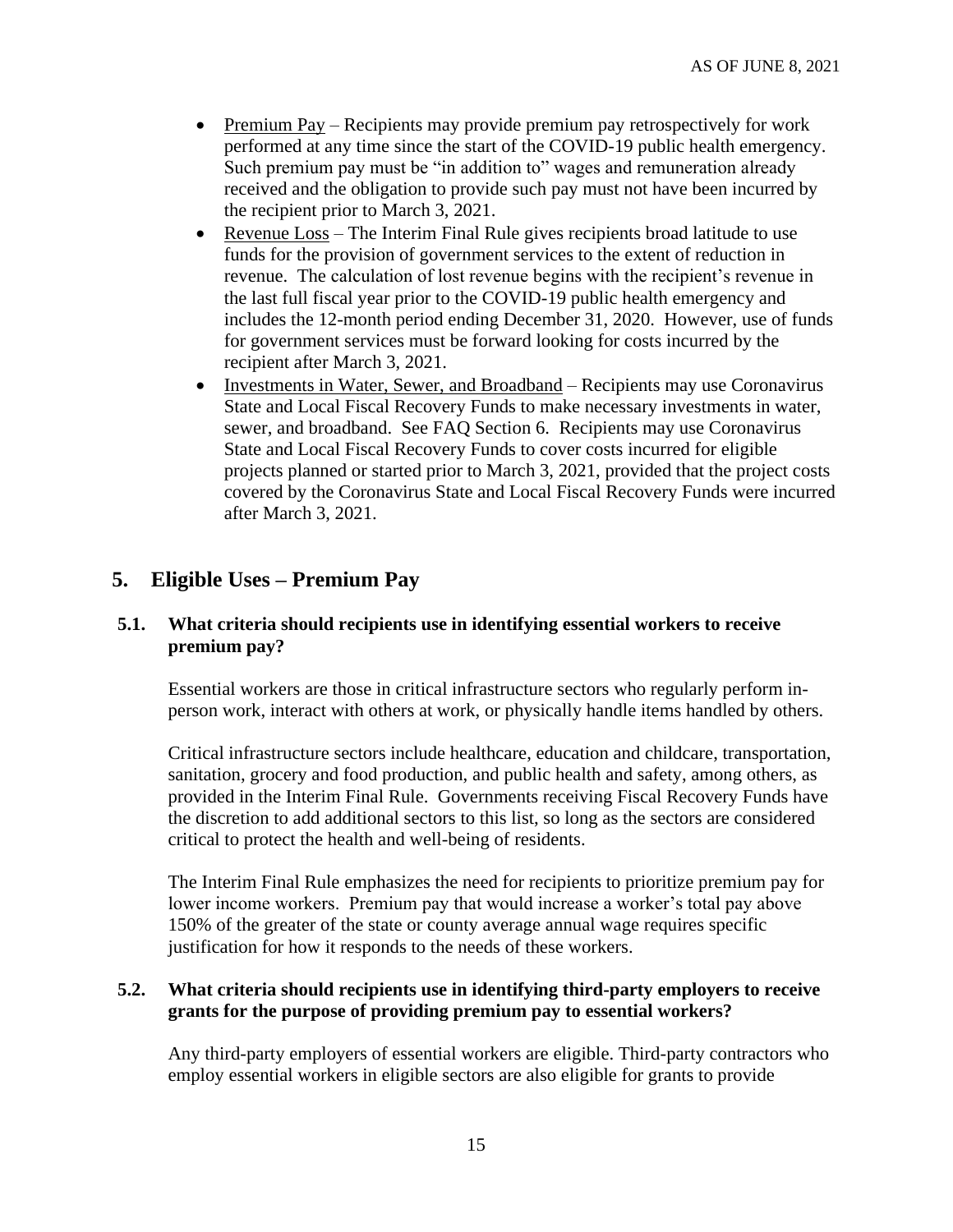- Premium Pay – Recipients may provide premium pay retrospectively for work performed at any time since the start of the COVID-19 public health emergency. Such premium pay must be "in addition to" wages and remuneration already received and the obligation to provide such pay must not have been incurred by the recipient prior to March 3, 2021.
- Revenue Loss – The Interim Final Rule gives recipients broad latitude to use funds for the provision of government services to the extent of reduction in revenue. The calculation of lost revenue begins with the recipient's revenue in the last full fiscal year prior to the COVID-19 public health emergency and includes the 12-month period ending December 31, 2020. However, use of funds for government services must be forward looking for costs incurred by the recipient after March 3, 2021.
- Investments in Water, Sewer, and Broadband – Recipients may use Coronavirus State and Local Fiscal Recovery Funds to make necessary investments in water, sewer, and broadband. See FAQ Section 6. Recipients may use Coronavirus State and Local Fiscal Recovery Funds to cover costs incurred for eligible projects planned or started prior to March 3, 2021, provided that the project costs covered by the Coronavirus State and Local Fiscal Recovery Funds were incurred after March 3, 2021.

## 5. Eligible Uses – Premium Pay

### 5.1. What criteria should recipients use in identifying essential workers to receive premium pay?

Essential workers are those in critical infrastructure sectors who regularly perform in-person work, interact with others at work, or physically handle items handled by others.

Critical infrastructure sectors include healthcare, education and childcare, transportation, sanitation, grocery and food production, and public health and safety, among others, as provided in the Interim Final Rule. Governments receiving Fiscal Recovery Funds have the discretion to add additional sectors to this list, so long as the sectors are considered critical to protect the health and well-being of residents.

The Interim Final Rule emphasizes the need for recipients to prioritize premium pay for lower income workers. Premium pay that would increase a worker's total pay above 150% of the greater of the state or county average annual wage requires specific justification for how it responds to the needs of these workers.

### 5.2. What criteria should recipients use in identifying third-party employers to receive grants for the purpose of providing premium pay to essential workers?

Any third-party employers of essential workers are eligible. Third-party contractors who employ essential workers in eligible sectors are also eligible for grants to provide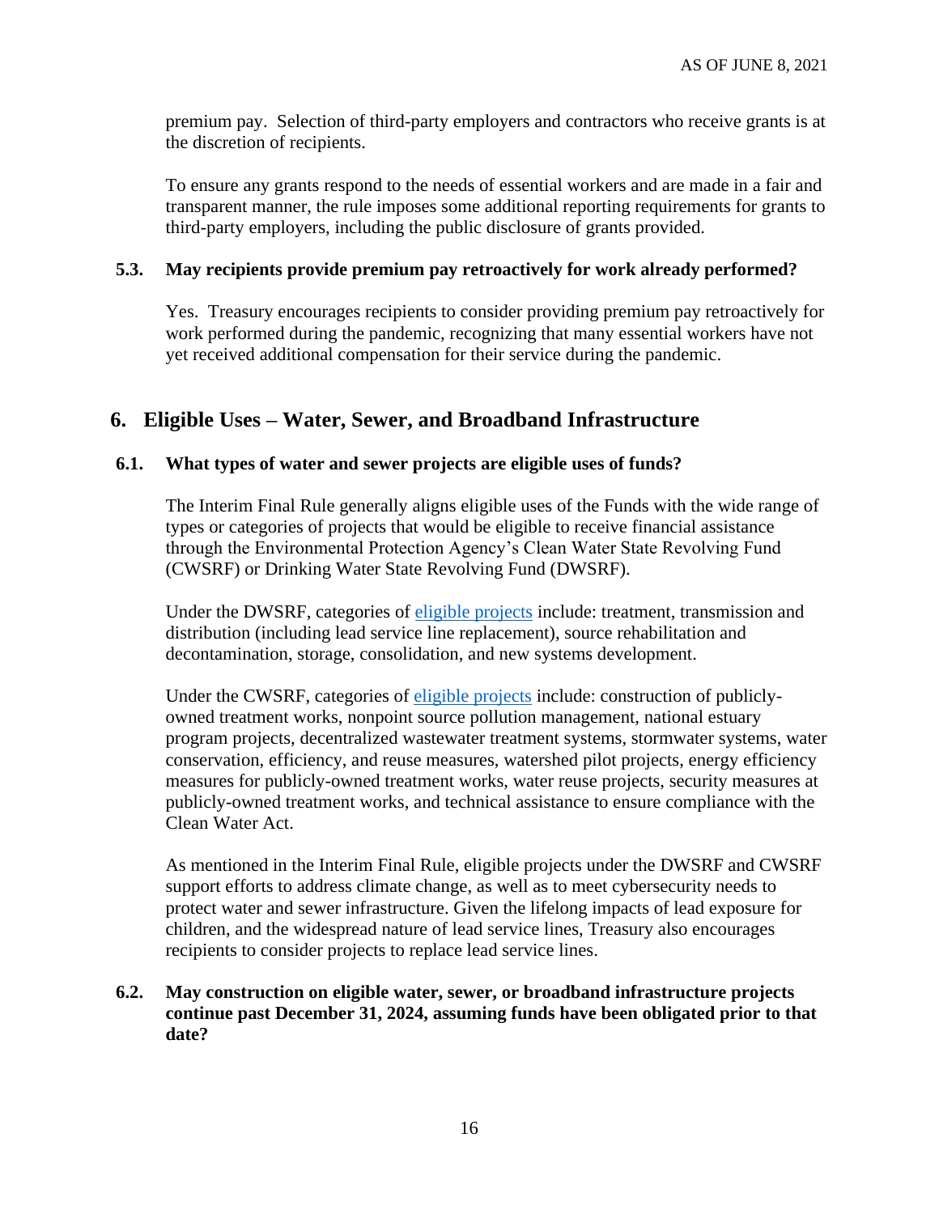premium pay. Selection of third-party employers and contractors who receive grants is at the discretion of recipients.

To ensure any grants respond to the needs of essential workers and are made in a fair and transparent manner, the rule imposes some additional reporting requirements for grants to third-party employers, including the public disclosure of grants provided.

### 5.3. May recipients provide premium pay retroactively for work already performed?

Yes. Treasury encourages recipients to consider providing premium pay retroactively for work performed during the pandemic, recognizing that many essential workers have not yet received additional compensation for their service during the pandemic.

## 6. Eligible Uses – Water, Sewer, and Broadband Infrastructure

### 6.1. What types of water and sewer projects are eligible uses of funds?

The Interim Final Rule generally aligns eligible uses of the Funds with the wide range of types or categories of projects that would be eligible to receive financial assistance through the Environmental Protection Agency's Clean Water State Revolving Fund (CWSRF) or Drinking Water State Revolving Fund (DWSRF).

Under the DWSRF, categories of eligible projects include: treatment, transmission and distribution (including lead service line replacement), source rehabilitation and decontamination, storage, consolidation, and new systems development.

Under the CWSRF, categories of eligible projects include: construction of publicly-owned treatment works, nonpoint source pollution management, national estuary program projects, decentralized wastewater treatment systems, stormwater systems, water conservation, efficiency, and reuse measures, watershed pilot projects, energy efficiency measures for publicly-owned treatment works, water reuse projects, security measures at publicly-owned treatment works, and technical assistance to ensure compliance with the Clean Water Act.

As mentioned in the Interim Final Rule, eligible projects under the DWSRF and CWSRF support efforts to address climate change, as well as to meet cybersecurity needs to protect water and sewer infrastructure. Given the lifelong impacts of lead exposure for children, and the widespread nature of lead service lines, Treasury also encourages recipients to consider projects to replace lead service lines.

### 6.2. May construction on eligible water, sewer, or broadband infrastructure projects continue past December 31, 2024, assuming funds have been obligated prior to that date?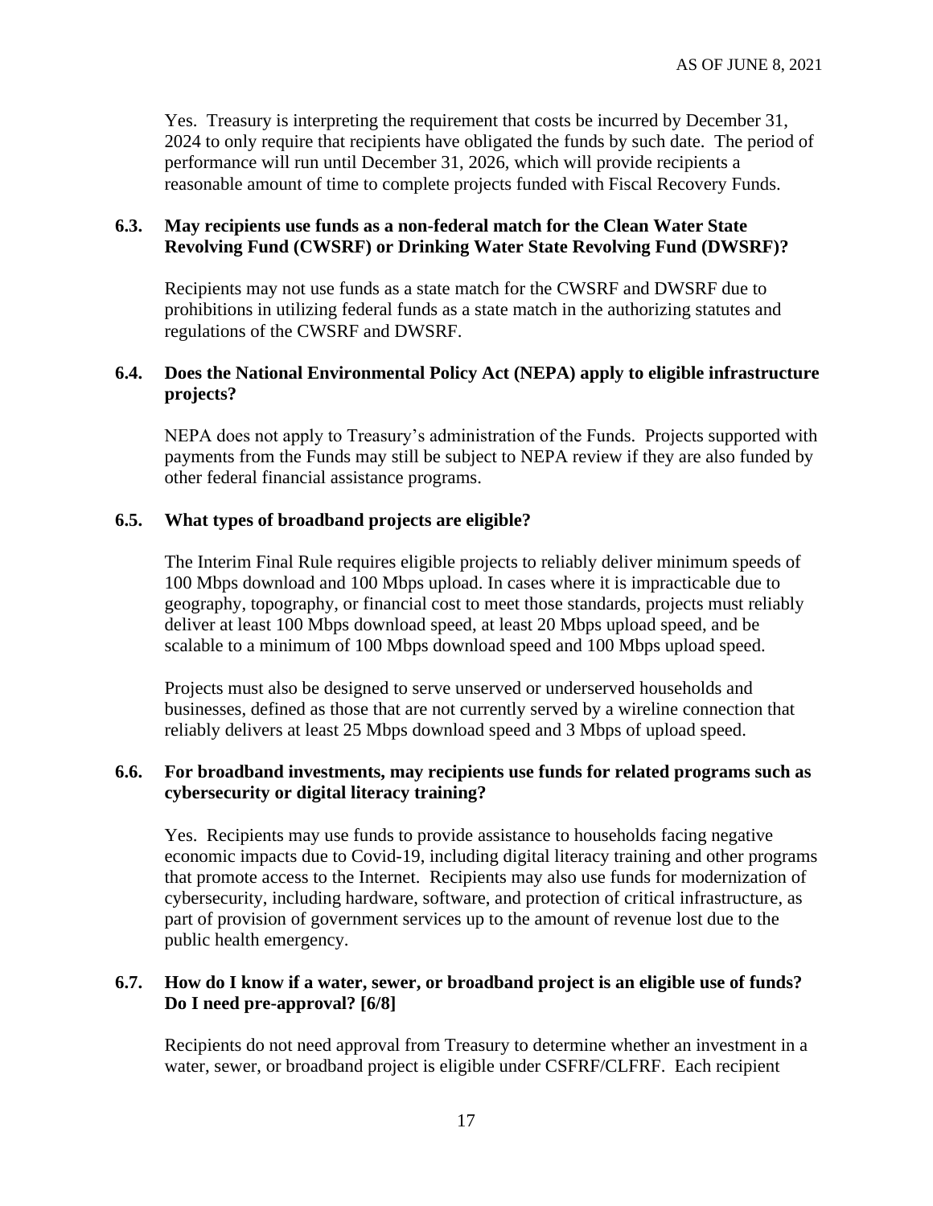Yes. Treasury is interpreting the requirement that costs be incurred by December 31, 2024 to only require that recipients have obligated the funds by such date. The period of performance will run until December 31, 2026, which will provide recipients a reasonable amount of time to complete projects funded with Fiscal Recovery Funds.

### 6.3. May recipients use funds as a non-federal match for the Clean Water State Revolving Fund (CWSRF) or Drinking Water State Revolving Fund (DWSRF)?

Recipients may not use funds as a state match for the CWSRF and DWSRF due to prohibitions in utilizing federal funds as a state match in the authorizing statutes and regulations of the CWSRF and DWSRF.

### 6.4. Does the National Environmental Policy Act (NEPA) apply to eligible infrastructure projects?

NEPA does not apply to Treasury's administration of the Funds. Projects supported with payments from the Funds may still be subject to NEPA review if they are also funded by other federal financial assistance programs.

### 6.5. What types of broadband projects are eligible?

The Interim Final Rule requires eligible projects to reliably deliver minimum speeds of 100 Mbps download and 100 Mbps upload. In cases where it is impracticable due to geography, topography, or financial cost to meet those standards, projects must reliably deliver at least 100 Mbps download speed, at least 20 Mbps upload speed, and be scalable to a minimum of 100 Mbps download speed and 100 Mbps upload speed.

Projects must also be designed to serve unserved or underserved households and businesses, defined as those that are not currently served by a wireline connection that reliably delivers at least 25 Mbps download speed and 3 Mbps of upload speed.

### 6.6. For broadband investments, may recipients use funds for related programs such as cybersecurity or digital literacy training?

Yes. Recipients may use funds to provide assistance to households facing negative economic impacts due to Covid-19, including digital literacy training and other programs that promote access to the Internet. Recipients may also use funds for modernization of cybersecurity, including hardware, software, and protection of critical infrastructure, as part of provision of government services up to the amount of revenue lost due to the public health emergency.

### 6.7. How do I know if a water, sewer, or broadband project is an eligible use of funds? Do I need pre-approval? [6/8]

Recipients do not need approval from Treasury to determine whether an investment in a water, sewer, or broadband project is eligible under CSFRF/CLFRF. Each recipient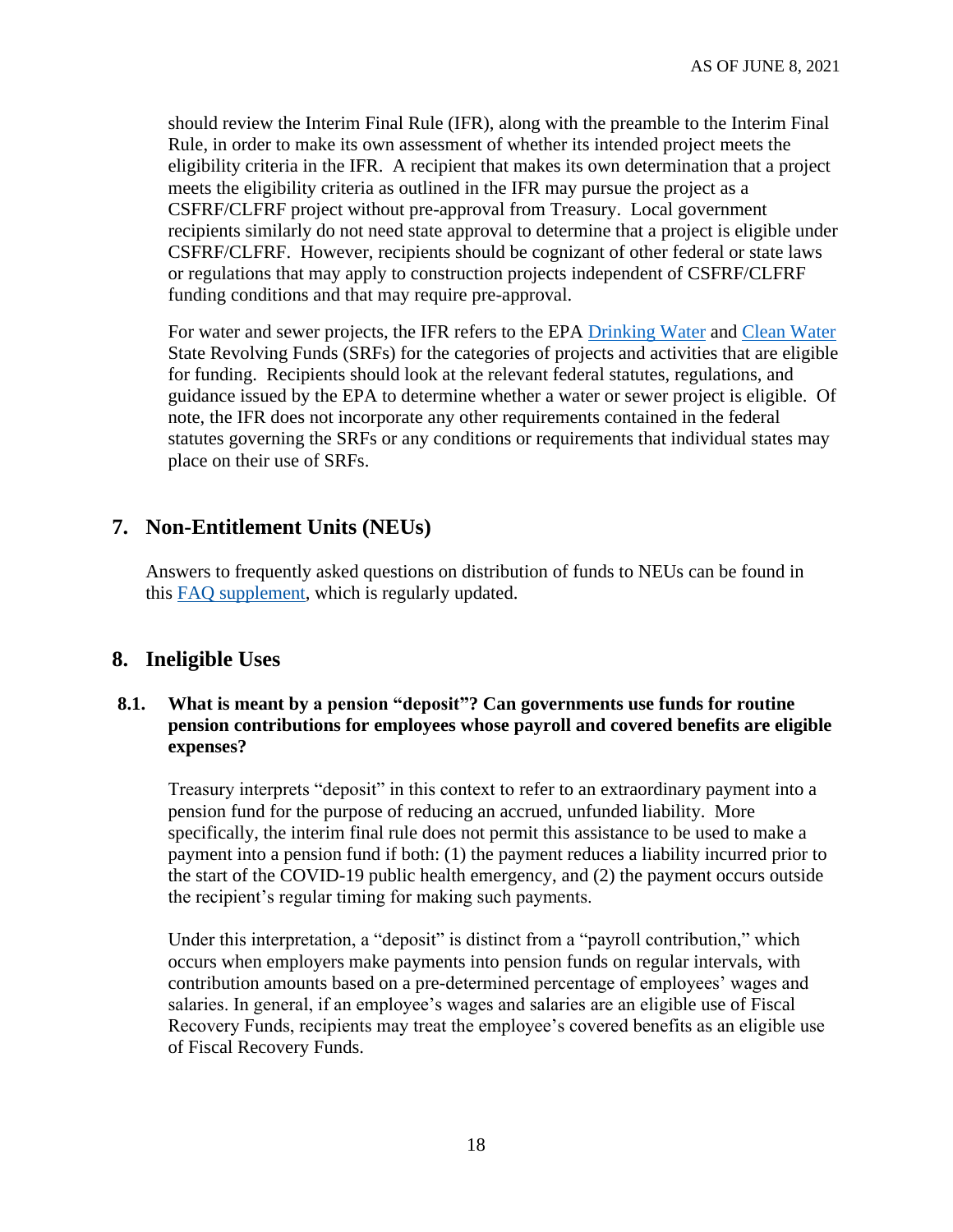should review the Interim Final Rule (IFR), along with the preamble to the Interim Final Rule, in order to make its own assessment of whether its intended project meets the eligibility criteria in the IFR. A recipient that makes its own determination that a project meets the eligibility criteria as outlined in the IFR may pursue the project as a CSFRF/CLFRF project without pre-approval from Treasury. Local government recipients similarly do not need state approval to determine that a project is eligible under CSFRF/CLFRF. However, recipients should be cognizant of other federal or state laws or regulations that may apply to construction projects independent of CSFRF/CLFRF funding conditions and that may require pre-approval.

For water and sewer projects, the IFR refers to the EPA Drinking Water and Clean Water State Revolving Funds (SRFs) for the categories of projects and activities that are eligible for funding. Recipients should look at the relevant federal statutes, regulations, and guidance issued by the EPA to determine whether a water or sewer project is eligible. Of note, the IFR does not incorporate any other requirements contained in the federal statutes governing the SRFs or any conditions or requirements that individual states may place on their use of SRFs.

## 7. Non-Entitlement Units (NEUs)

Answers to frequently asked questions on distribution of funds to NEUs can be found in this FAQ supplement, which is regularly updated.

## 8. Ineligible Uses

### 8.1. What is meant by a pension "deposit"? Can governments use funds for routine pension contributions for employees whose payroll and covered benefits are eligible expenses?

Treasury interprets "deposit" in this context to refer to an extraordinary payment into a pension fund for the purpose of reducing an accrued, unfunded liability. More specifically, the interim final rule does not permit this assistance to be used to make a payment into a pension fund if both: (1) the payment reduces a liability incurred prior to the start of the COVID-19 public health emergency, and (2) the payment occurs outside the recipient's regular timing for making such payments.

Under this interpretation, a "deposit" is distinct from a "payroll contribution," which occurs when employers make payments into pension funds on regular intervals, with contribution amounts based on a pre-determined percentage of employees' wages and salaries. In general, if an employee's wages and salaries are an eligible use of Fiscal Recovery Funds, recipients may treat the employee's covered benefits as an eligible use of Fiscal Recovery Funds.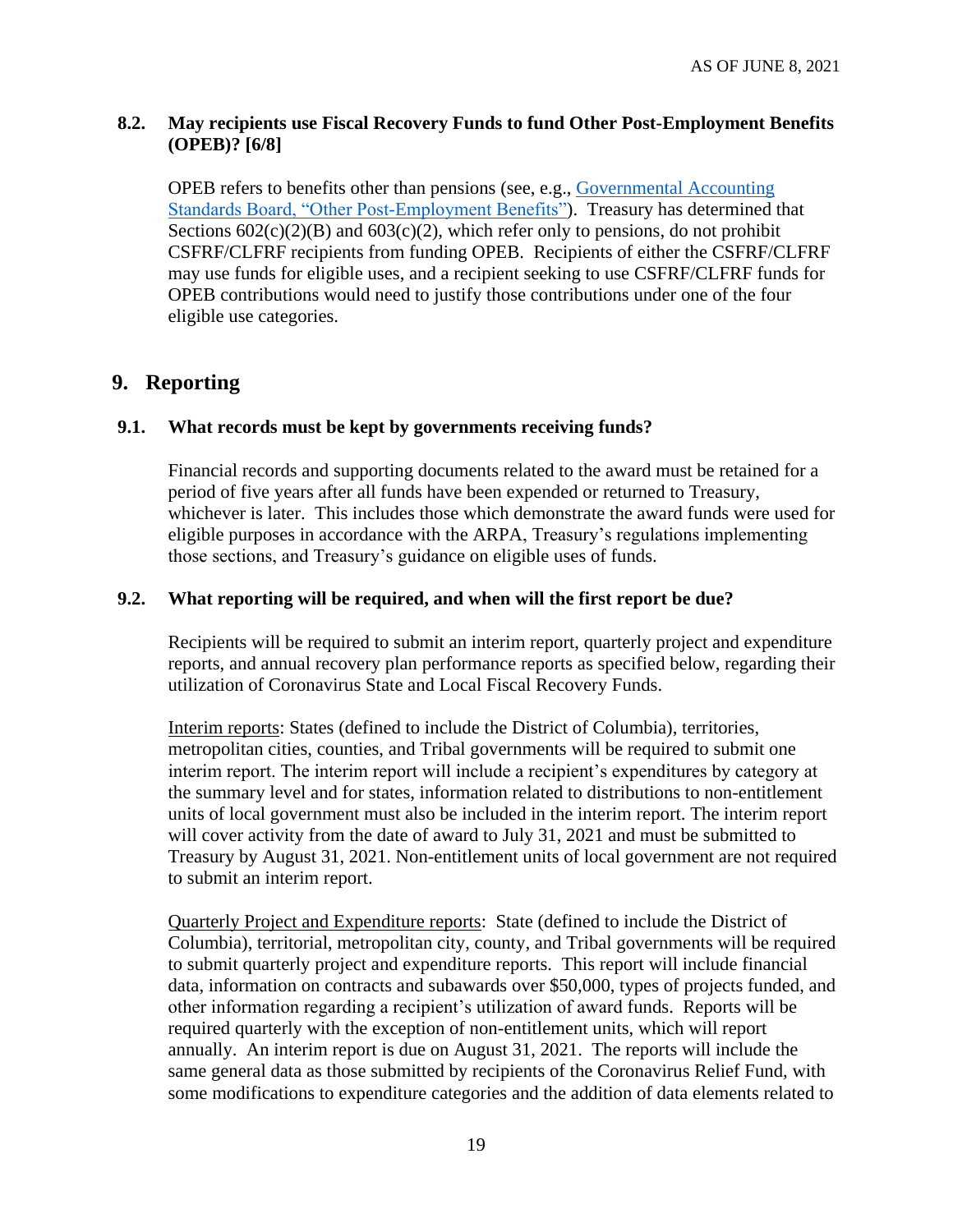**8.2. May recipients use Fiscal Recovery Funds to fund Other Post-Employment Benefits (OPEB)? [6/8]**

OPEB refers to benefits other than pensions (see, e.g., Governmental Accounting Standards Board, "Other Post-Employment Benefits"). Treasury has determined that Sections 602(c)(2)(B) and 603(c)(2), which refer only to pensions, do not prohibit CSFRF/CLFRF recipients from funding OPEB. Recipients of either the CSFRF/CLFRF may use funds for eligible uses, and a recipient seeking to use CSFRF/CLFRF funds for OPEB contributions would need to justify those contributions under one of the four eligible use categories.

## 9. Reporting

**9.1. What records must be kept by governments receiving funds?**

Financial records and supporting documents related to the award must be retained for a period of five years after all funds have been expended or returned to Treasury, whichever is later. This includes those which demonstrate the award funds were used for eligible purposes in accordance with the ARPA, Treasury's regulations implementing those sections, and Treasury's guidance on eligible uses of funds.

**9.2. What reporting will be required, and when will the first report be due?**

Recipients will be required to submit an interim report, quarterly project and expenditure reports, and annual recovery plan performance reports as specified below, regarding their utilization of Coronavirus State and Local Fiscal Recovery Funds.

Interim reports: States (defined to include the District of Columbia), territories, metropolitan cities, counties, and Tribal governments will be required to submit one interim report. The interim report will include a recipient's expenditures by category at the summary level and for states, information related to distributions to non-entitlement units of local government must also be included in the interim report. The interim report will cover activity from the date of award to July 31, 2021 and must be submitted to Treasury by August 31, 2021. Non-entitlement units of local government are not required to submit an interim report.

Quarterly Project and Expenditure reports: State (defined to include the District of Columbia), territorial, metropolitan city, county, and Tribal governments will be required to submit quarterly project and expenditure reports. This report will include financial data, information on contracts and subawards over $50,000, types of projects funded, and other information regarding a recipient's utilization of award funds. Reports will be required quarterly with the exception of non-entitlement units, which will report annually. An interim report is due on August 31, 2021. The reports will include the same general data as those submitted by recipients of the Coronavirus Relief Fund, with some modifications to expenditure categories and the addition of data elements related to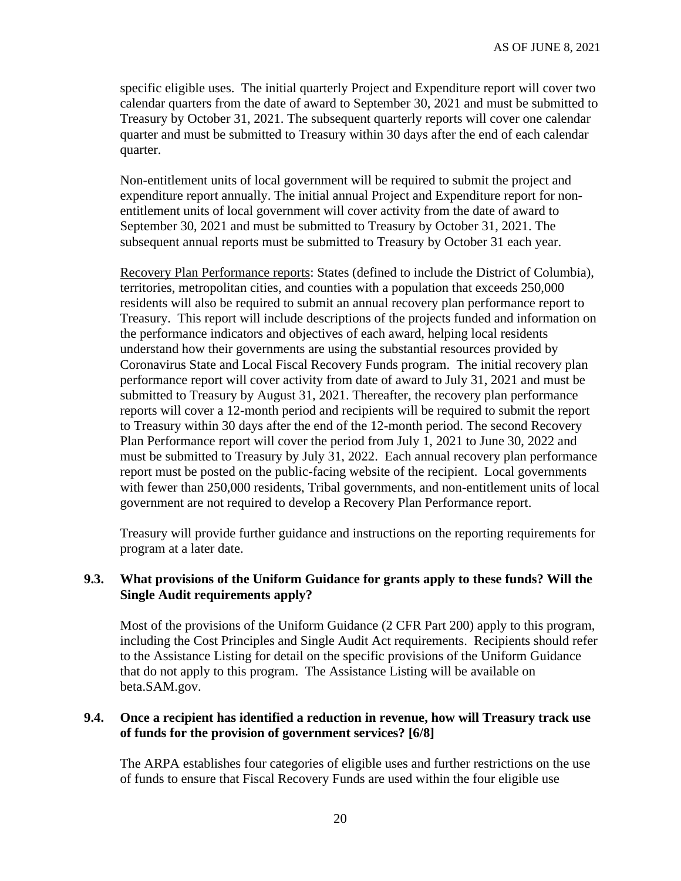specific eligible uses. The initial quarterly Project and Expenditure report will cover two calendar quarters from the date of award to September 30, 2021 and must be submitted to Treasury by October 31, 2021. The subsequent quarterly reports will cover one calendar quarter and must be submitted to Treasury within 30 days after the end of each calendar quarter.

Non-entitlement units of local government will be required to submit the project and expenditure report annually. The initial annual Project and Expenditure report for non-entitlement units of local government will cover activity from the date of award to September 30, 2021 and must be submitted to Treasury by October 31, 2021. The subsequent annual reports must be submitted to Treasury by October 31 each year.

Recovery Plan Performance reports: States (defined to include the District of Columbia), territories, metropolitan cities, and counties with a population that exceeds 250,000 residents will also be required to submit an annual recovery plan performance report to Treasury. This report will include descriptions of the projects funded and information on the performance indicators and objectives of each award, helping local residents understand how their governments are using the substantial resources provided by Coronavirus State and Local Fiscal Recovery Funds program. The initial recovery plan performance report will cover activity from date of award to July 31, 2021 and must be submitted to Treasury by August 31, 2021. Thereafter, the recovery plan performance reports will cover a 12-month period and recipients will be required to submit the report to Treasury within 30 days after the end of the 12-month period. The second Recovery Plan Performance report will cover the period from July 1, 2021 to June 30, 2022 and must be submitted to Treasury by July 31, 2022. Each annual recovery plan performance report must be posted on the public-facing website of the recipient. Local governments with fewer than 250,000 residents, Tribal governments, and non-entitlement units of local government are not required to develop a Recovery Plan Performance report.

Treasury will provide further guidance and instructions on the reporting requirements for program at a later date.

### 9.3. What provisions of the Uniform Guidance for grants apply to these funds? Will the Single Audit requirements apply?

Most of the provisions of the Uniform Guidance (2 CFR Part 200) apply to this program, including the Cost Principles and Single Audit Act requirements. Recipients should refer to the Assistance Listing for detail on the specific provisions of the Uniform Guidance that do not apply to this program. The Assistance Listing will be available on beta.SAM.gov.

### 9.4. Once a recipient has identified a reduction in revenue, how will Treasury track use of funds for the provision of government services? [6/8]

The ARPA establishes four categories of eligible uses and further restrictions on the use of funds to ensure that Fiscal Recovery Funds are used within the four eligible use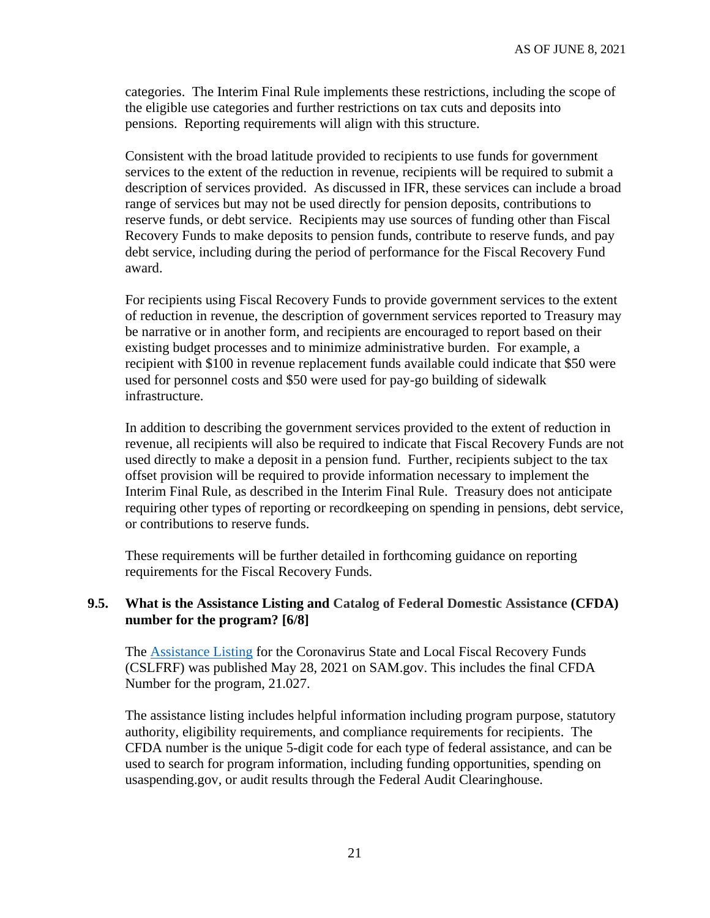categories. The Interim Final Rule implements these restrictions, including the scope of the eligible use categories and further restrictions on tax cuts and deposits into pensions. Reporting requirements will align with this structure.

Consistent with the broad latitude provided to recipients to use funds for government services to the extent of the reduction in revenue, recipients will be required to submit a description of services provided. As discussed in IFR, these services can include a broad range of services but may not be used directly for pension deposits, contributions to reserve funds, or debt service. Recipients may use sources of funding other than Fiscal Recovery Funds to make deposits to pension funds, contribute to reserve funds, and pay debt service, including during the period of performance for the Fiscal Recovery Fund award.

For recipients using Fiscal Recovery Funds to provide government services to the extent of reduction in revenue, the description of government services reported to Treasury may be narrative or in another form, and recipients are encouraged to report based on their existing budget processes and to minimize administrative burden. For example, a recipient with $100 in revenue replacement funds available could indicate that $50 were used for personnel costs and $50 were used for pay-go building of sidewalk infrastructure.

In addition to describing the government services provided to the extent of reduction in revenue, all recipients will also be required to indicate that Fiscal Recovery Funds are not used directly to make a deposit in a pension fund. Further, recipients subject to the tax offset provision will be required to provide information necessary to implement the Interim Final Rule, as described in the Interim Final Rule. Treasury does not anticipate requiring other types of reporting or recordkeeping on spending in pensions, debt service, or contributions to reserve funds.

These requirements will be further detailed in forthcoming guidance on reporting requirements for the Fiscal Recovery Funds.

### 9.5. What is the Assistance Listing and Catalog of Federal Domestic Assistance (CFDA) number for the program? [6/8]

The Assistance Listing for the Coronavirus State and Local Fiscal Recovery Funds (CSLFRF) was published May 28, 2021 on SAM.gov. This includes the final CFDA Number for the program, 21.027.

The assistance listing includes helpful information including program purpose, statutory authority, eligibility requirements, and compliance requirements for recipients. The CFDA number is the unique 5-digit code for each type of federal assistance, and can be used to search for program information, including funding opportunities, spending on usaspending.gov, or audit results through the Federal Audit Clearinghouse.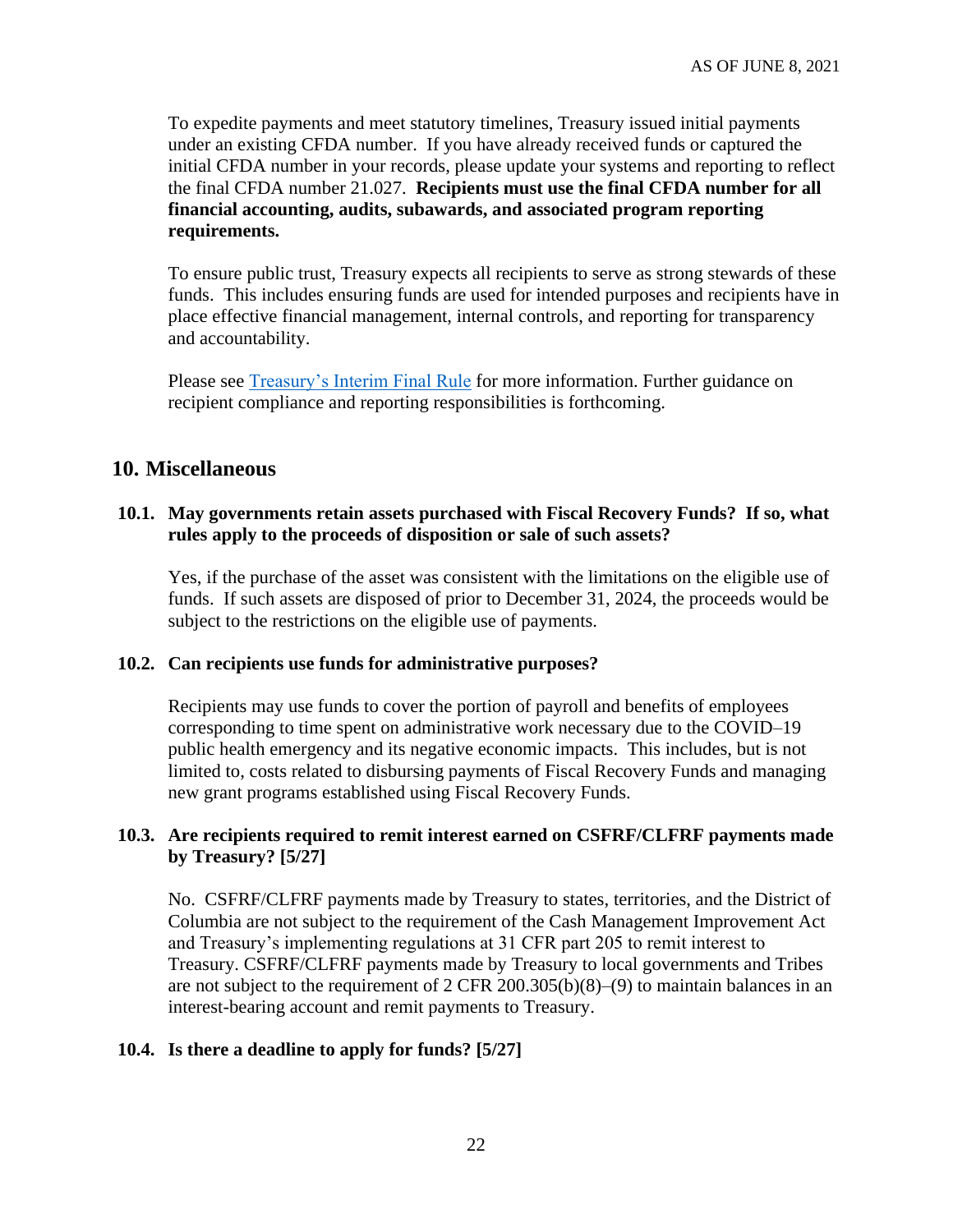To expedite payments and meet statutory timelines, Treasury issued initial payments under an existing CFDA number. If you have already received funds or captured the initial CFDA number in your records, please update your systems and reporting to reflect the final CFDA number 21.027. **Recipients must use the final CFDA number for all financial accounting, audits, subawards, and associated program reporting requirements.**

To ensure public trust, Treasury expects all recipients to serve as strong stewards of these funds. This includes ensuring funds are used for intended purposes and recipients have in place effective financial management, internal controls, and reporting for transparency and accountability.

Please see Treasury's Interim Final Rule for more information. Further guidance on recipient compliance and reporting responsibilities is forthcoming.

## 10. Miscellaneous

### 10.1. May governments retain assets purchased with Fiscal Recovery Funds? If so, what rules apply to the proceeds of disposition or sale of such assets?

Yes, if the purchase of the asset was consistent with the limitations on the eligible use of funds. If such assets are disposed of prior to December 31, 2024, the proceeds would be subject to the restrictions on the eligible use of payments.

### 10.2. Can recipients use funds for administrative purposes?

Recipients may use funds to cover the portion of payroll and benefits of employees corresponding to time spent on administrative work necessary due to the COVID–19 public health emergency and its negative economic impacts. This includes, but is not limited to, costs related to disbursing payments of Fiscal Recovery Funds and managing new grant programs established using Fiscal Recovery Funds.

### 10.3. Are recipients required to remit interest earned on CSFRF/CLFRF payments made by Treasury? [5/27]

No. CSFRF/CLFRF payments made by Treasury to states, territories, and the District of Columbia are not subject to the requirement of the Cash Management Improvement Act and Treasury's implementing regulations at 31 CFR part 205 to remit interest to Treasury. CSFRF/CLFRF payments made by Treasury to local governments and Tribes are not subject to the requirement of 2 CFR 200.305(b)(8)–(9) to maintain balances in an interest-bearing account and remit payments to Treasury.

### 10.4. Is there a deadline to apply for funds? [5/27]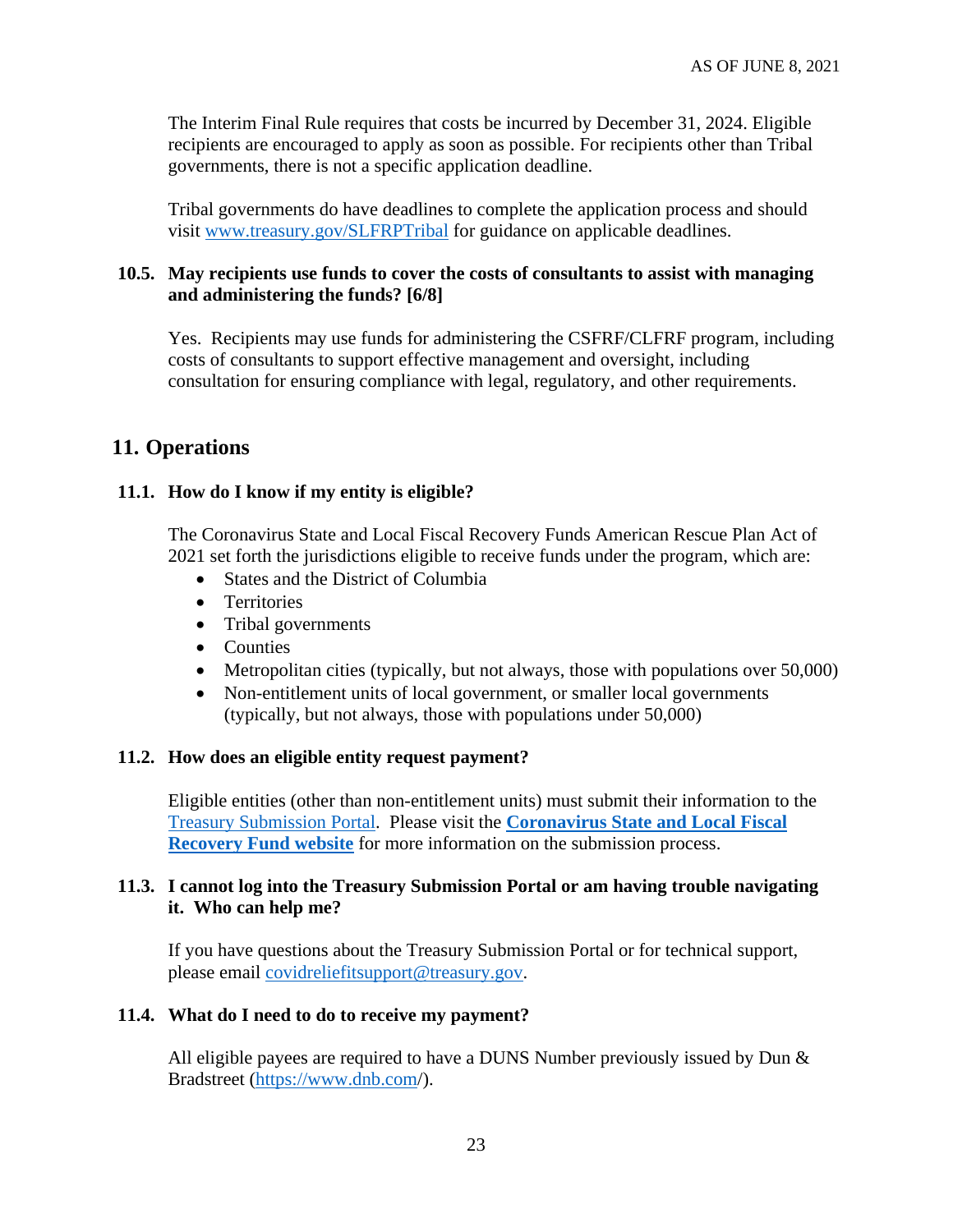The Interim Final Rule requires that costs be incurred by December 31, 2024. Eligible recipients are encouraged to apply as soon as possible. For recipients other than Tribal governments, there is not a specific application deadline.

Tribal governments do have deadlines to complete the application process and should visit www.treasury.gov/SLFRPTribal for guidance on applicable deadlines.

**10.5. May recipients use funds to cover the costs of consultants to assist with managing and administering the funds? [6/8]**

Yes. Recipients may use funds for administering the CSFRF/CLFRF program, including costs of consultants to support effective management and oversight, including consultation for ensuring compliance with legal, regulatory, and other requirements.

## 11. Operations

**11.1. How do I know if my entity is eligible?**

The Coronavirus State and Local Fiscal Recovery Funds American Rescue Plan Act of 2021 set forth the jurisdictions eligible to receive funds under the program, which are:

- States and the District of Columbia
- Territories
- Tribal governments
- Counties
- Metropolitan cities (typically, but not always, those with populations over 50,000)
- Non-entitlement units of local government, or smaller local governments (typically, but not always, those with populations under 50,000)

**11.2. How does an eligible entity request payment?**

Eligible entities (other than non-entitlement units) must submit their information to the Treasury Submission Portal. Please visit the **Coronavirus State and Local Fiscal Recovery Fund website** for more information on the submission process.

**11.3. I cannot log into the Treasury Submission Portal or am having trouble navigating it. Who can help me?**

If you have questions about the Treasury Submission Portal or for technical support, please email covidreliefitsupport@treasury.gov.

**11.4. What do I need to do to receive my payment?**

All eligible payees are required to have a DUNS Number previously issued by Dun & Bradstreet (https://www.dnb.com/).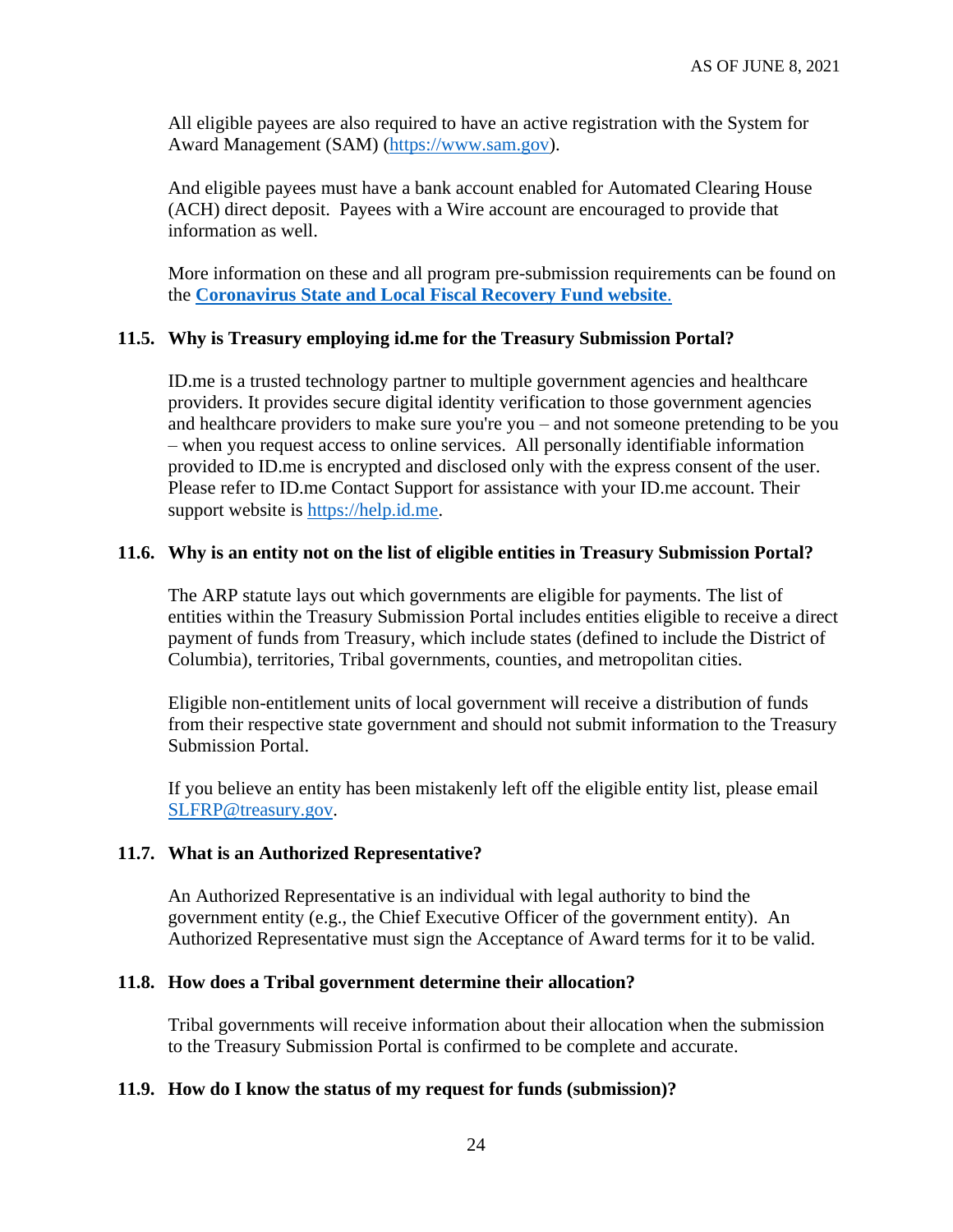All eligible payees are also required to have an active registration with the System for Award Management (SAM) (https://www.sam.gov).

And eligible payees must have a bank account enabled for Automated Clearing House (ACH) direct deposit. Payees with a Wire account are encouraged to provide that information as well.

More information on these and all program pre-submission requirements can be found on the **Coronavirus State and Local Fiscal Recovery Fund website**.

### 11.5. Why is Treasury employing id.me for the Treasury Submission Portal?

ID.me is a trusted technology partner to multiple government agencies and healthcare providers. It provides secure digital identity verification to those government agencies and healthcare providers to make sure you're you – and not someone pretending to be you – when you request access to online services. All personally identifiable information provided to ID.me is encrypted and disclosed only with the express consent of the user. Please refer to ID.me Contact Support for assistance with your ID.me account. Their support website is https://help.id.me.

### 11.6. Why is an entity not on the list of eligible entities in Treasury Submission Portal?

The ARP statute lays out which governments are eligible for payments. The list of entities within the Treasury Submission Portal includes entities eligible to receive a direct payment of funds from Treasury, which include states (defined to include the District of Columbia), territories, Tribal governments, counties, and metropolitan cities.

Eligible non-entitlement units of local government will receive a distribution of funds from their respective state government and should not submit information to the Treasury Submission Portal.

If you believe an entity has been mistakenly left off the eligible entity list, please email SLFRP@treasury.gov.

### 11.7. What is an Authorized Representative?

An Authorized Representative is an individual with legal authority to bind the government entity (e.g., the Chief Executive Officer of the government entity). An Authorized Representative must sign the Acceptance of Award terms for it to be valid.

### 11.8. How does a Tribal government determine their allocation?

Tribal governments will receive information about their allocation when the submission to the Treasury Submission Portal is confirmed to be complete and accurate.

### 11.9. How do I know the status of my request for funds (submission)?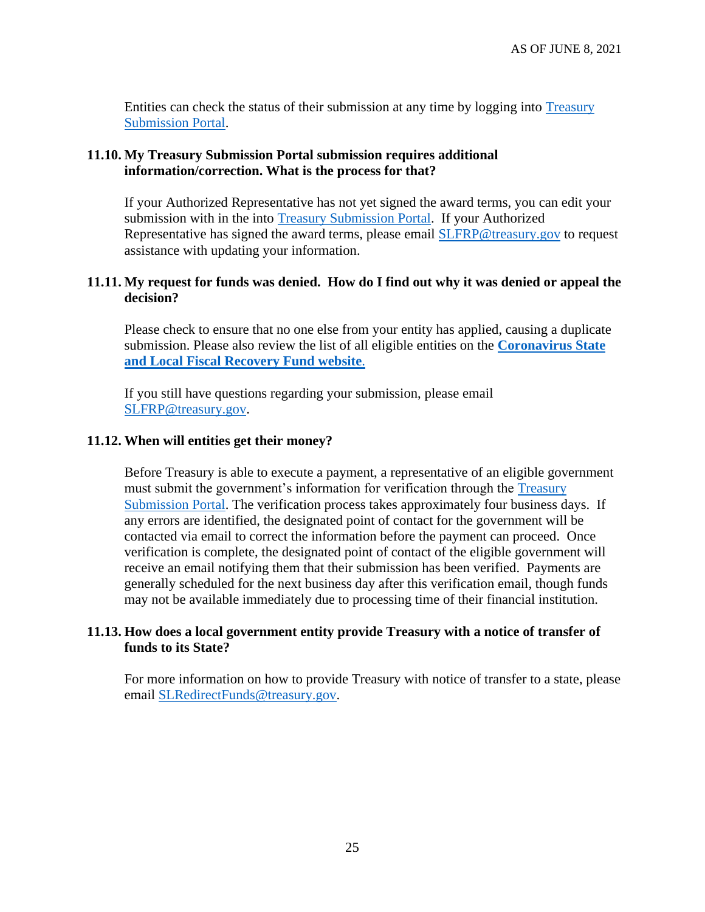Entities can check the status of their submission at any time by logging into Treasury Submission Portal.

### 11.10. My Treasury Submission Portal submission requires additional information/correction. What is the process for that?

If your Authorized Representative has not yet signed the award terms, you can edit your submission with in the into Treasury Submission Portal. If your Authorized Representative has signed the award terms, please email SLFRP@treasury.gov to request assistance with updating your information.

### 11.11. My request for funds was denied. How do I find out why it was denied or appeal the decision?

Please check to ensure that no one else from your entity has applied, causing a duplicate submission. Please also review the list of all eligible entities on the **Coronavirus State and Local Fiscal Recovery Fund website**.

If you still have questions regarding your submission, please email SLFRP@treasury.gov.

### 11.12. When will entities get their money?

Before Treasury is able to execute a payment, a representative of an eligible government must submit the government's information for verification through the Treasury Submission Portal. The verification process takes approximately four business days. If any errors are identified, the designated point of contact for the government will be contacted via email to correct the information before the payment can proceed. Once verification is complete, the designated point of contact of the eligible government will receive an email notifying them that their submission has been verified. Payments are generally scheduled for the next business day after this verification email, though funds may not be available immediately due to processing time of their financial institution.

### 11.13. How does a local government entity provide Treasury with a notice of transfer of funds to its State?

For more information on how to provide Treasury with notice of transfer to a state, please email SLRedirectFunds@treasury.gov.